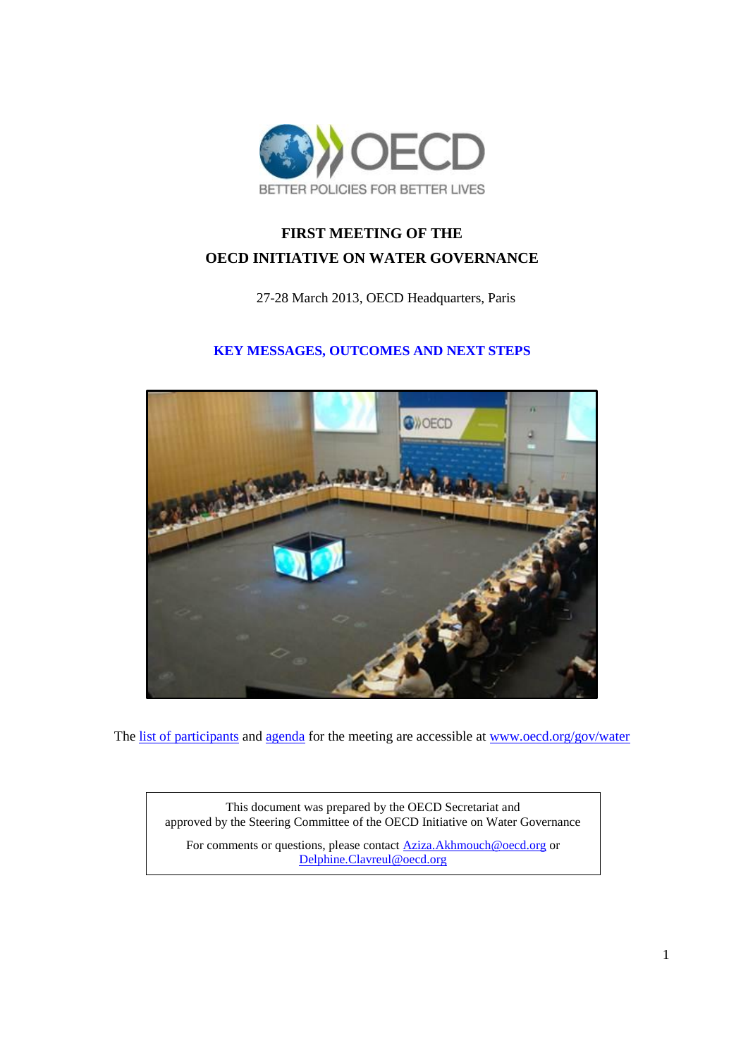# FIRST MEETING OF THE OECD INITIATIVE ON WATER GOVERNANCE

27-28 March 2013, OECD Headquarters, Paris

## KEY MESSAGES, OUTCOMES AND NEXT STEPS

The list of participants and agenda for the meeting are accessible at www.oecd.org/gov/water

This document was prepared by the OECD Secretariat and approved by the Steering Committee of the OECD Initiative on Water Governance

For comments or questions, please contact Aziza.Akhmouch@oecd.org or Delphine.Clavreul@oecd.org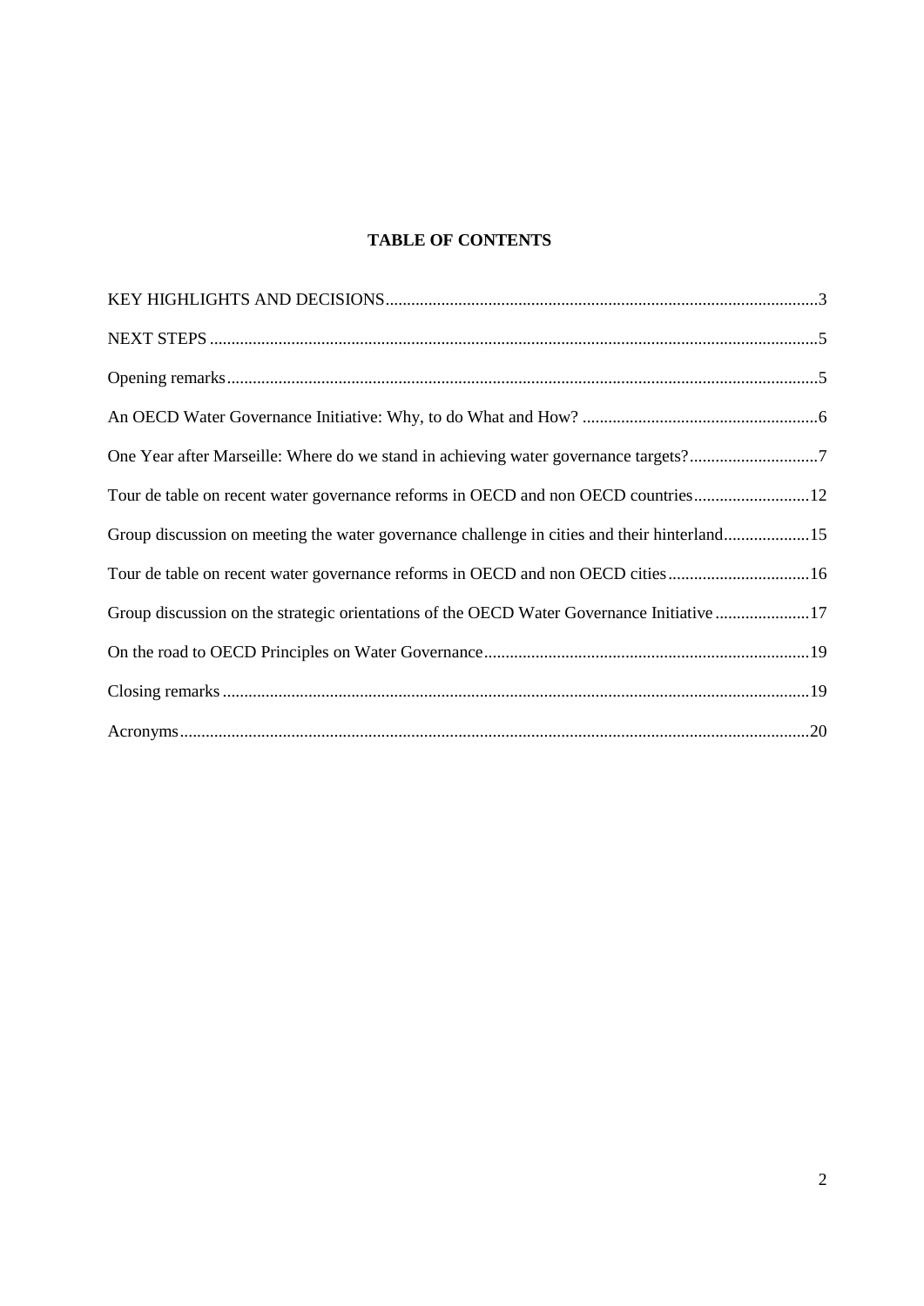**TABLE OF CONTENTS**

KEY HIGHLIGHTS AND DECISIONS....................................................................................................3

NEXT STEPS ............................................................................................................................................5

Opening remarks........................................................................................................................................5

An OECD Water Governance Initiative: Why, to do What and How? .......................................................6

One Year after Marseille: Where do we stand in achieving water governance targets?..............................7

Tour de table on recent water governance reforms in OECD and non OECD countries...........................12

Group discussion on meeting the water governance challenge in cities and their hinterland....................15

Tour de table on recent water governance reforms in OECD and non OECD cities.................................16

Group discussion on the strategic orientations of the OECD Water Governance Initiative ......................17

On the road to OECD Principles on Water Governance...........................................................................19

Closing remarks........................................................................................................................................19

Acronyms..................................................................................................................................................20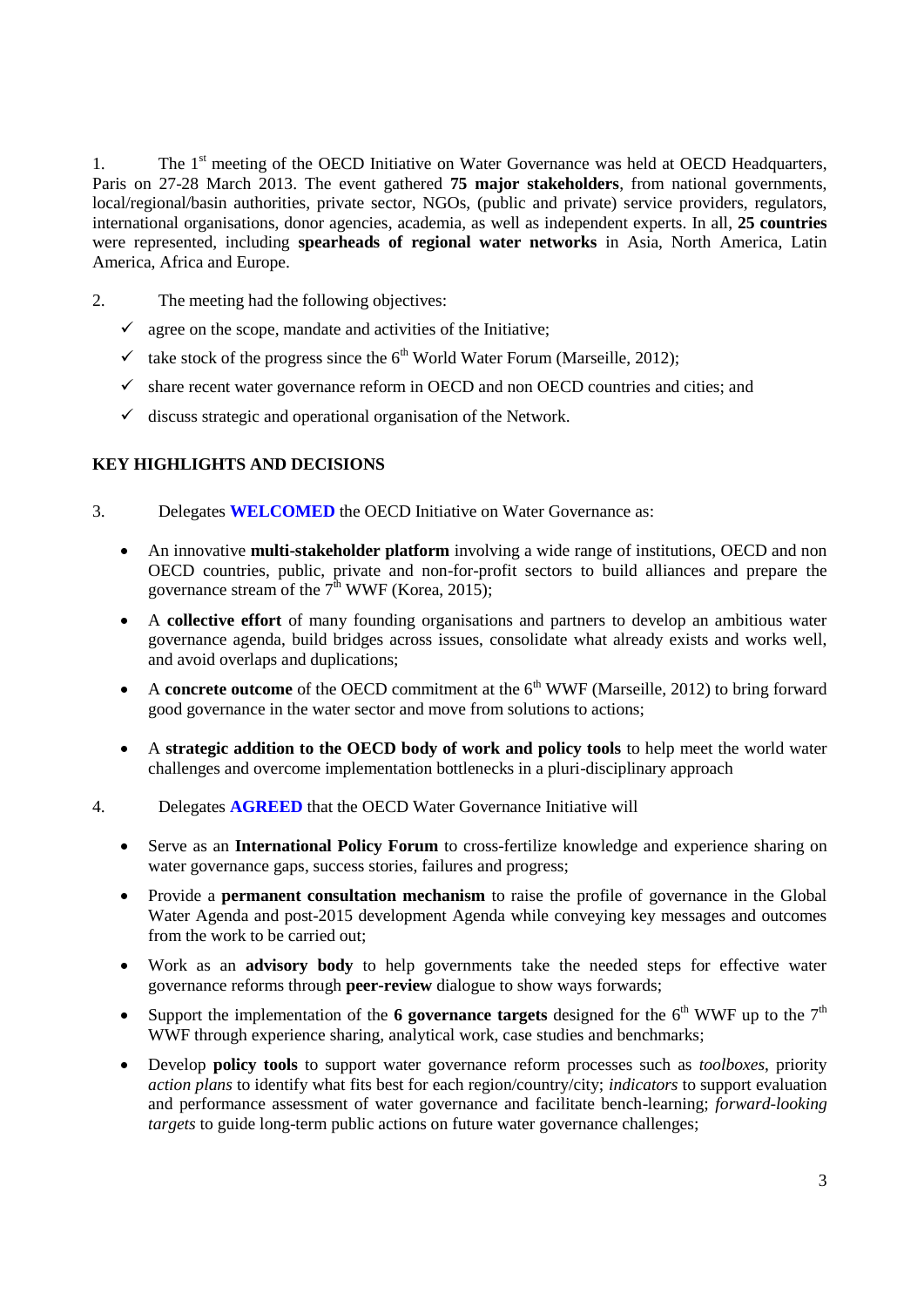1. The 1st meeting of the OECD Initiative on Water Governance was held at OECD Headquarters, Paris on 27-28 March 2013. The event gathered **75 major stakeholders**, from national governments, local/regional/basin authorities, private sector, NGOs, (public and private) service providers, regulators, international organisations, donor agencies, academia, as well as independent experts. In all, **25 countries** were represented, including **spearheads of regional water networks** in Asia, North America, Latin America, Africa and Europe.

2. The meeting had the following objectives:

- ✓ agree on the scope, mandate and activities of the Initiative;
- ✓ take stock of the progress since the 6th World Water Forum (Marseille, 2012);
- ✓ share recent water governance reform in OECD and non OECD countries and cities; and
- ✓ discuss strategic and operational organisation of the Network.

## KEY HIGHLIGHTS AND DECISIONS

3. Delegates **WELCOMED** the OECD Initiative on Water Governance as:

- An innovative **multi-stakeholder platform** involving a wide range of institutions, OECD and non OECD countries, public, private and non-for-profit sectors to build alliances and prepare the governance stream of the 7th WWF (Korea, 2015);
- A **collective effort** of many founding organisations and partners to develop an ambitious water governance agenda, build bridges across issues, consolidate what already exists and works well, and avoid overlaps and duplications;
- A **concrete outcome** of the OECD commitment at the 6th WWF (Marseille, 2012) to bring forward good governance in the water sector and move from solutions to actions;
- A **strategic addition to the OECD body of work and policy tools** to help meet the world water challenges and overcome implementation bottlenecks in a pluri-disciplinary approach

4. Delegates **AGREED** that the OECD Water Governance Initiative will

- Serve as an **International Policy Forum** to cross-fertilize knowledge and experience sharing on water governance gaps, success stories, failures and progress;
- Provide a **permanent consultation mechanism** to raise the profile of governance in the Global Water Agenda and post-2015 development Agenda while conveying key messages and outcomes from the work to be carried out;
- Work as an **advisory body** to help governments take the needed steps for effective water governance reforms through **peer-review** dialogue to show ways forwards;
- Support the implementation of the **6 governance targets** designed for the 6th WWF up to the 7th WWF through experience sharing, analytical work, case studies and benchmarks;
- Develop **policy tools** to support water governance reform processes such as *toolboxes*, priority *action plans* to identify what fits best for each region/country/city; *indicators* to support evaluation and performance assessment of water governance and facilitate bench-learning; *forward-looking targets* to guide long-term public actions on future water governance challenges;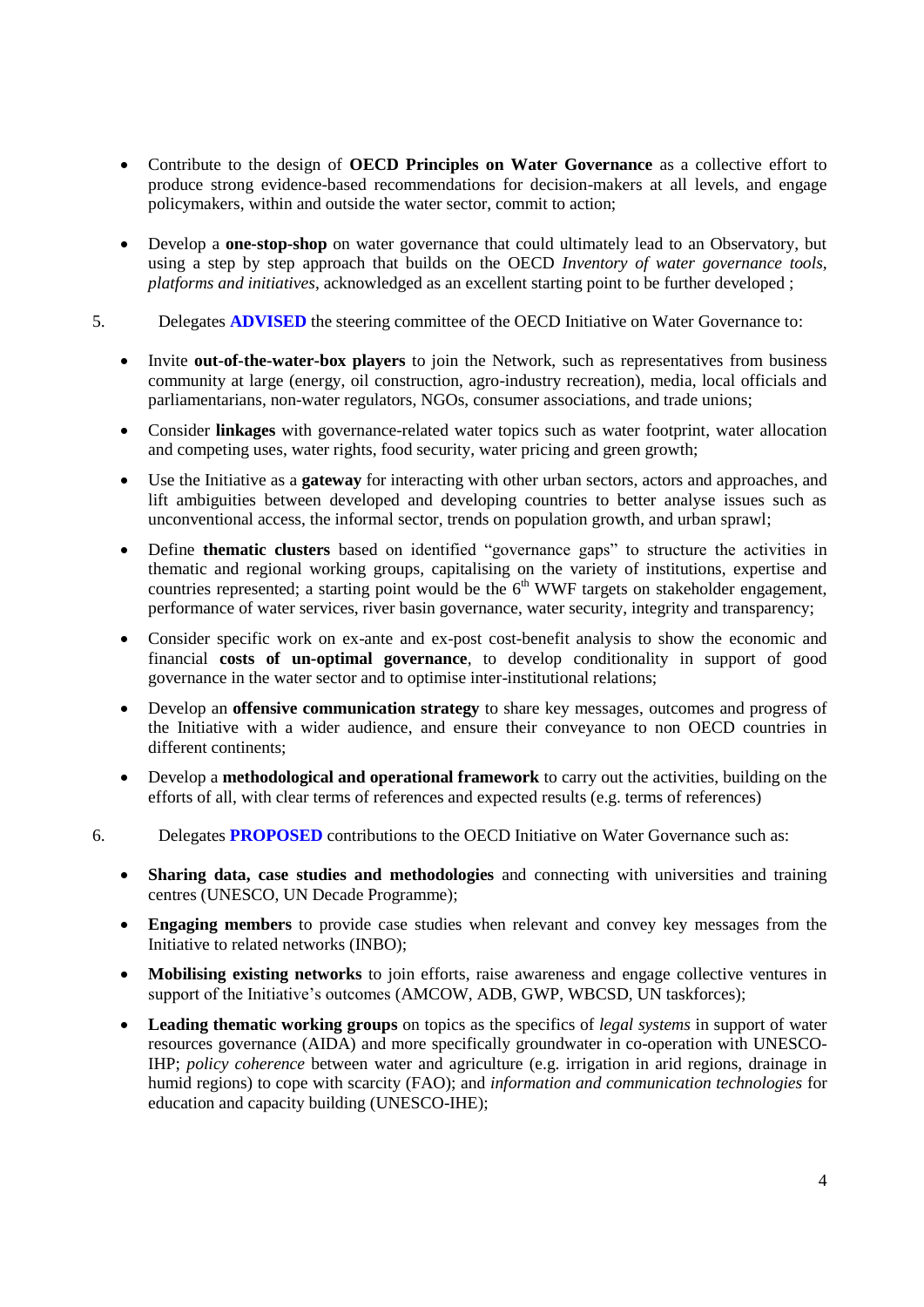- Contribute to the design of **OECD Principles on Water Governance** as a collective effort to produce strong evidence-based recommendations for decision-makers at all levels, and engage policymakers, within and outside the water sector, commit to action;

- Develop a **one-stop-shop** on water governance that could ultimately lead to an Observatory, but using a step by step approach that builds on the OECD *Inventory of water governance tools, platforms and initiatives*, acknowledged as an excellent starting point to be further developed ;

5. Delegates **ADVISED** the steering committee of the OECD Initiative on Water Governance to:

- Invite **out-of-the-water-box players** to join the Network, such as representatives from business community at large (energy, oil construction, agro-industry recreation), media, local officials and parliamentarians, non-water regulators, NGOs, consumer associations, and trade unions;

- Consider **linkages** with governance-related water topics such as water footprint, water allocation and competing uses, water rights, food security, water pricing and green growth;

- Use the Initiative as a **gateway** for interacting with other urban sectors, actors and approaches, and lift ambiguities between developed and developing countries to better analyse issues such as unconventional access, the informal sector, trends on population growth, and urban sprawl;

- Define **thematic clusters** based on identified "governance gaps" to structure the activities in thematic and regional working groups, capitalising on the variety of institutions, expertise and countries represented; a starting point would be the 6th WWF targets on stakeholder engagement, performance of water services, river basin governance, water security, integrity and transparency;

- Consider specific work on ex-ante and ex-post cost-benefit analysis to show the economic and financial **costs of un-optimal governance**, to develop conditionality in support of good governance in the water sector and to optimise inter-institutional relations;

- Develop an **offensive communication strategy** to share key messages, outcomes and progress of the Initiative with a wider audience, and ensure their conveyance to non OECD countries in different continents;

- Develop a **methodological and operational framework** to carry out the activities, building on the efforts of all, with clear terms of references and expected results (e.g. terms of references)

6. Delegates **PROPOSED** contributions to the OECD Initiative on Water Governance such as:

- **Sharing data, case studies and methodologies** and connecting with universities and training centres (UNESCO, UN Decade Programme);

- **Engaging members** to provide case studies when relevant and convey key messages from the Initiative to related networks (INBO);

- **Mobilising existing networks** to join efforts, raise awareness and engage collective ventures in support of the Initiative's outcomes (AMCOW, ADB, GWP, WBCSD, UN taskforces);

- **Leading thematic working groups** on topics as the specifics of *legal systems* in support of water resources governance (AIDA) and more specifically groundwater in co-operation with UNESCO-IHP; *policy coherence* between water and agriculture (e.g. irrigation in arid regions, drainage in humid regions) to cope with scarcity (FAO); and *information and communication technologies* for education and capacity building (UNESCO-IHE);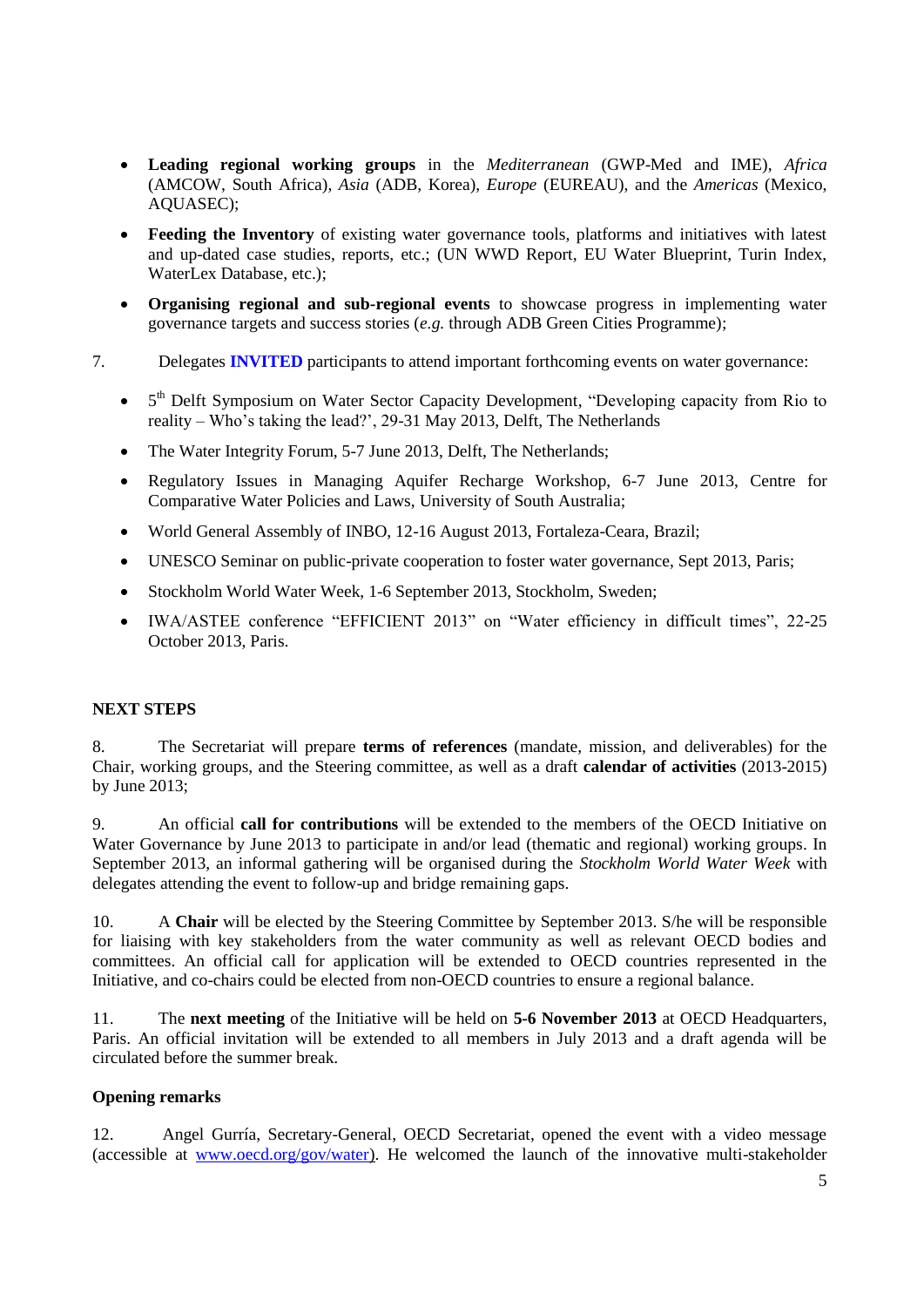- **Leading regional working groups** in the *Mediterranean* (GWP-Med and IME), *Africa* (AMCOW, South Africa), *Asia* (ADB, Korea), *Europe* (EUREAU), and the *Americas* (Mexico, AQUASEC);

- **Feeding the Inventory** of existing water governance tools, platforms and initiatives with latest and up-dated case studies, reports, etc.; (UN WWD Report, EU Water Blueprint, Turin Index, WaterLex Database, etc.);

- **Organising regional and sub-regional events** to showcase progress in implementing water governance targets and success stories (*e.g.* through ADB Green Cities Programme);

7. Delegates **INVITED** participants to attend important forthcoming events on water governance:

- 5th Delft Symposium on Water Sector Capacity Development, "Developing capacity from Rio to reality – Who's taking the lead?', 29-31 May 2013, Delft, The Netherlands

- The Water Integrity Forum, 5-7 June 2013, Delft, The Netherlands;

- Regulatory Issues in Managing Aquifer Recharge Workshop, 6-7 June 2013, Centre for Comparative Water Policies and Laws, University of South Australia;

- World General Assembly of INBO, 12-16 August 2013, Fortaleza-Ceara, Brazil;

- UNESCO Seminar on public-private cooperation to foster water governance, Sept 2013, Paris;

- Stockholm World Water Week, 1-6 September 2013, Stockholm, Sweden;

- IWA/ASTEE conference "EFFICIENT 2013" on "Water efficiency in difficult times", 22-25 October 2013, Paris.

## NEXT STEPS

8. The Secretariat will prepare **terms of references** (mandate, mission, and deliverables) for the Chair, working groups, and the Steering committee, as well as a draft **calendar of activities** (2013-2015) by June 2013;

9. An official **call for contributions** will be extended to the members of the OECD Initiative on Water Governance by June 2013 to participate in and/or lead (thematic and regional) working groups. In September 2013, an informal gathering will be organised during the *Stockholm World Water Week* with delegates attending the event to follow-up and bridge remaining gaps.

10. A **Chair** will be elected by the Steering Committee by September 2013. S/he will be responsible for liaising with key stakeholders from the water community as well as relevant OECD bodies and committees. An official call for application will be extended to OECD countries represented in the Initiative, and co-chairs could be elected from non-OECD countries to ensure a regional balance.

11. The **next meeting** of the Initiative will be held on **5-6 November 2013** at OECD Headquarters, Paris. An official invitation will be extended to all members in July 2013 and a draft agenda will be circulated before the summer break.

### Opening remarks

12. Angel Gurría, Secretary-General, OECD Secretariat, opened the event with a video message (accessible at www.oecd.org/gov/water). He welcomed the launch of the innovative multi-stakeholder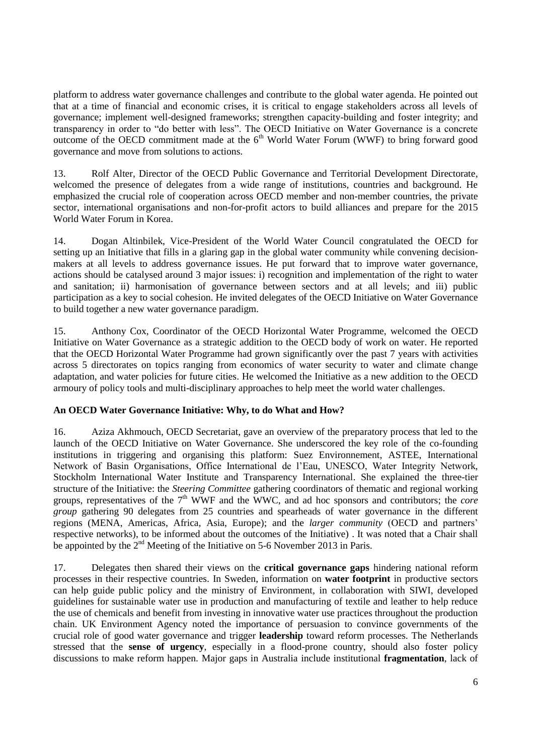platform to address water governance challenges and contribute to the global water agenda. He pointed out that at a time of financial and economic crises, it is critical to engage stakeholders across all levels of governance; implement well-designed frameworks; strengthen capacity-building and foster integrity; and transparency in order to "do better with less". The OECD Initiative on Water Governance is a concrete outcome of the OECD commitment made at the 6th World Water Forum (WWF) to bring forward good governance and move from solutions to actions.

13. Rolf Alter, Director of the OECD Public Governance and Territorial Development Directorate, welcomed the presence of delegates from a wide range of institutions, countries and background. He emphasized the crucial role of cooperation across OECD member and non-member countries, the private sector, international organisations and non-for-profit actors to build alliances and prepare for the 2015 World Water Forum in Korea.

14. Dogan Altinbilek, Vice-President of the World Water Council congratulated the OECD for setting up an Initiative that fills in a glaring gap in the global water community while convening decision-makers at all levels to address governance issues. He put forward that to improve water governance, actions should be catalysed around 3 major issues: i) recognition and implementation of the right to water and sanitation; ii) harmonisation of governance between sectors and at all levels; and iii) public participation as a key to social cohesion. He invited delegates of the OECD Initiative on Water Governance to build together a new water governance paradigm.

15. Anthony Cox, Coordinator of the OECD Horizontal Water Programme, welcomed the OECD Initiative on Water Governance as a strategic addition to the OECD body of work on water. He reported that the OECD Horizontal Water Programme had grown significantly over the past 7 years with activities across 5 directorates on topics ranging from economics of water security to water and climate change adaptation, and water policies for future cities. He welcomed the Initiative as a new addition to the OECD armoury of policy tools and multi-disciplinary approaches to help meet the world water challenges.

**An OECD Water Governance Initiative: Why, to do What and How?**

16. Aziza Akhmouch, OECD Secretariat, gave an overview of the preparatory process that led to the launch of the OECD Initiative on Water Governance. She underscored the key role of the co-founding institutions in triggering and organising this platform: Suez Environnement, ASTEE, International Network of Basin Organisations, Office International de l'Eau, UNESCO, Water Integrity Network, Stockholm International Water Institute and Transparency International. She explained the three-tier structure of the Initiative: the *Steering Committee* gathering coordinators of thematic and regional working groups, representatives of the 7th WWF and the WWC, and ad hoc sponsors and contributors; the *core group* gathering 90 delegates from 25 countries and spearheads of water governance in the different regions (MENA, Americas, Africa, Asia, Europe); and the *larger community* (OECD and partners' respective networks), to be informed about the outcomes of the Initiative) . It was noted that a Chair shall be appointed by the 2nd Meeting of the Initiative on 5-6 November 2013 in Paris.

17. Delegates then shared their views on the **critical governance gaps** hindering national reform processes in their respective countries. In Sweden, information on **water footprint** in productive sectors can help guide public policy and the ministry of Environment, in collaboration with SIWI, developed guidelines for sustainable water use in production and manufacturing of textile and leather to help reduce the use of chemicals and benefit from investing in innovative water use practices throughout the production chain. UK Environment Agency noted the importance of persuasion to convince governments of the crucial role of good water governance and trigger **leadership** toward reform processes. The Netherlands stressed that the **sense of urgency**, especially in a flood-prone country, should also foster policy discussions to make reform happen. Major gaps in Australia include institutional **fragmentation**, lack of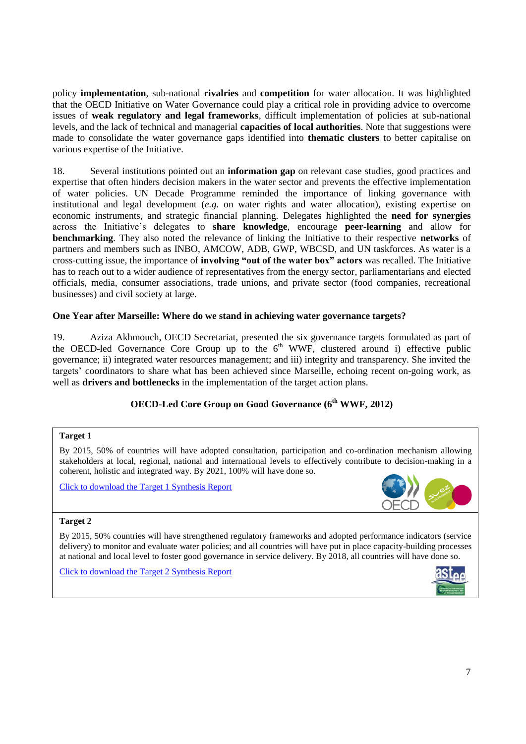policy **implementation**, sub-national **rivalries** and **competition** for water allocation. It was highlighted that the OECD Initiative on Water Governance could play a critical role in providing advice to overcome issues of **weak regulatory and legal frameworks**, difficult implementation of policies at sub-national levels, and the lack of technical and managerial **capacities of local authorities**. Note that suggestions were made to consolidate the water governance gaps identified into **thematic clusters** to better capitalise on various expertise of the Initiative.

18. Several institutions pointed out an **information gap** on relevant case studies, good practices and expertise that often hinders decision makers in the water sector and prevents the effective implementation of water policies. UN Decade Programme reminded the importance of linking governance with institutional and legal development (*e.g.* on water rights and water allocation), existing expertise on economic instruments, and strategic financial planning. Delegates highlighted the **need for synergies** across the Initiative's delegates to **share knowledge**, encourage **peer-learning** and allow for **benchmarking**. They also noted the relevance of linking the Initiative to their respective **networks** of partners and members such as INBO, AMCOW, ADB, GWP, WBCSD, and UN taskforces. As water is a cross-cutting issue, the importance of **involving "out of the water box" actors** was recalled. The Initiative has to reach out to a wider audience of representatives from the energy sector, parliamentarians and elected officials, media, consumer associations, trade unions, and private sector (food companies, recreational businesses) and civil society at large.

### One Year after Marseille: Where do we stand in achieving water governance targets?

19. Aziza Akhmouch, OECD Secretariat, presented the six governance targets formulated as part of the OECD-led Governance Core Group up to the 6th WWF, clustered around i) effective public governance; ii) integrated water resources management; and iii) integrity and transparency. She invited the targets' coordinators to share what has been achieved since Marseille, echoing recent on-going work, as well as **drivers and bottlenecks** in the implementation of the target action plans.

### OECD-Led Core Group on Good Governance (6th WWF, 2012)

**Target 1**

By 2015, 50% of countries will have adopted consultation, participation and co-ordination mechanism allowing stakeholders at local, regional, national and international levels to effectively contribute to decision-making in a coherent, holistic and integrated way. By 2021, 100% will have done so.

Click to download the Target 1 Synthesis Report

**Target 2**

By 2015, 50% countries will have strengthened regulatory frameworks and adopted performance indicators (service delivery) to monitor and evaluate water policies; and all countries will have put in place capacity-building processes at national and local level to foster good governance in service delivery. By 2018, all countries will have done so.

Click to download the Target 2 Synthesis Report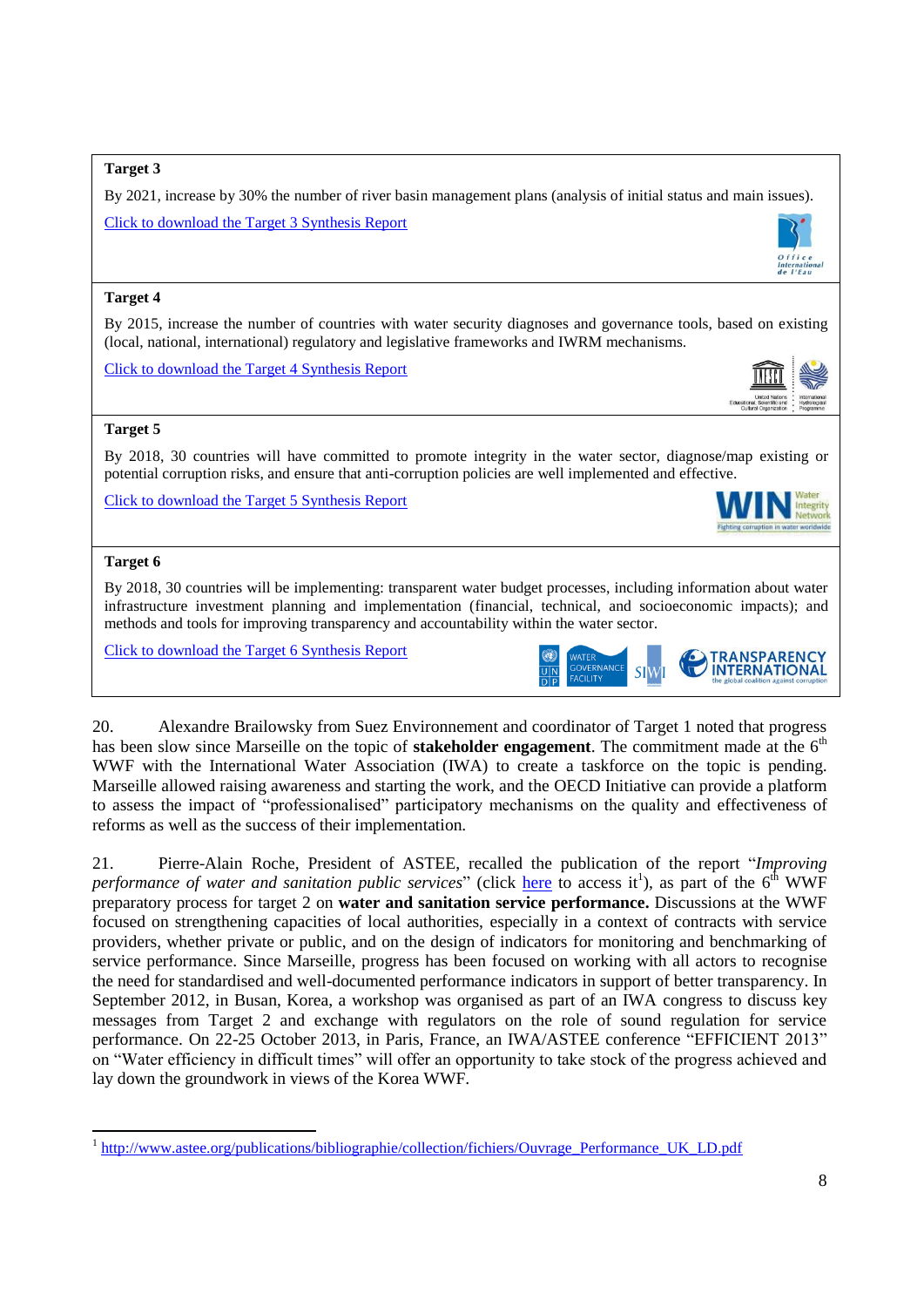**Target 3**

By 2021, increase by 30% the number of river basin management plans (analysis of initial status and main issues).

Click to download the Target 3 Synthesis Report

**Target 4**

By 2015, increase the number of countries with water security diagnoses and governance tools, based on existing (local, national, international) regulatory and legislative frameworks and IWRM mechanisms.

Click to download the Target 4 Synthesis Report

**Target 5**

By 2018, 30 countries will have committed to promote integrity in the water sector, diagnose/map existing or potential corruption risks, and ensure that anti-corruption policies are well implemented and effective.

Click to download the Target 5 Synthesis Report

**Target 6**

By 2018, 30 countries will be implementing: transparent water budget processes, including information about water infrastructure investment planning and implementation (financial, technical, and socioeconomic impacts); and methods and tools for improving transparency and accountability within the water sector.

Click to download the Target 6 Synthesis Report

20. Alexandre Brailowsky from Suez Environnement and coordinator of Target 1 noted that progress has been slow since Marseille on the topic of **stakeholder engagement**. The commitment made at the 6th WWF with the International Water Association (IWA) to create a taskforce on the topic is pending. Marseille allowed raising awareness and starting the work, and the OECD Initiative can provide a platform to assess the impact of "professionalised" participatory mechanisms on the quality and effectiveness of reforms as well as the success of their implementation.

21. Pierre-Alain Roche, President of ASTEE, recalled the publication of the report "*Improving performance of water and sanitation public services*" (click here to access it[1]), as part of the 6th WWF preparatory process for target 2 on **water and sanitation service performance.** Discussions at the WWF focused on strengthening capacities of local authorities, especially in a context of contracts with service providers, whether private or public, and on the design of indicators for monitoring and benchmarking of service performance. Since Marseille, progress has been focused on working with all actors to recognise the need for standardised and well-documented performance indicators in support of better transparency. In September 2012, in Busan, Korea, a workshop was organised as part of an IWA congress to discuss key messages from Target 2 and exchange with regulators on the role of sound regulation for service performance. On 22-25 October 2013, in Paris, France, an IWA/ASTEE conference "EFFICIENT 2013" on "Water efficiency in difficult times" will offer an opportunity to take stock of the progress achieved and lay down the groundwork in views of the Korea WWF.

---

[1] http://www.astee.org/publications/bibliographie/collection/fichiers/Ouvrage_Performance_UK_LD.pdf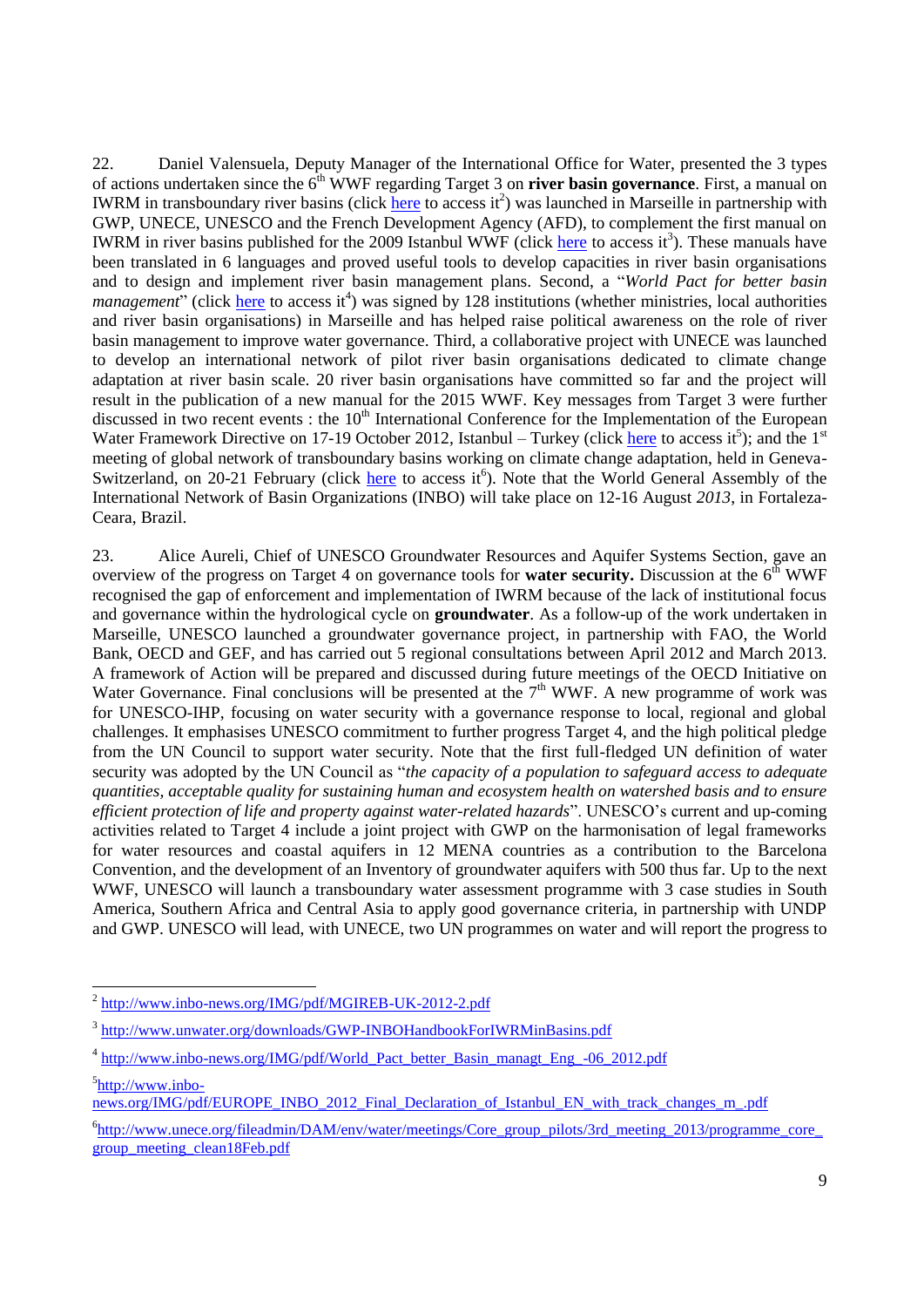22. Daniel Valensuela, Deputy Manager of the International Office for Water, presented the 3 types of actions undertaken since the 6th WWF regarding Target 3 on **river basin governance**. First, a manual on IWRM in transboundary river basins (click here to access it[2]) was launched in Marseille in partnership with GWP, UNECE, UNESCO and the French Development Agency (AFD), to complement the first manual on IWRM in river basins published for the 2009 Istanbul WWF (click here to access it[3]). These manuals have been translated in 6 languages and proved useful tools to develop capacities in river basin organisations and to design and implement river basin management plans. Second, a "*World Pact for better basin management*" (click here to access it[4]) was signed by 128 institutions (whether ministries, local authorities and river basin organisations) in Marseille and has helped raise political awareness on the role of river basin management to improve water governance. Third, a collaborative project with UNECE was launched to develop an international network of pilot river basin organisations dedicated to climate change adaptation at river basin scale. 20 river basin organisations have committed so far and the project will result in the publication of a new manual for the 2015 WWF. Key messages from Target 3 were further discussed in two recent events : the 10th International Conference for the Implementation of the European Water Framework Directive on 17-19 October 2012, Istanbul – Turkey (click here to access it[5]); and the 1st meeting of global network of transboundary basins working on climate change adaptation, held in Geneva-Switzerland, on 20-21 February (click here to access it[6]). Note that the World General Assembly of the International Network of Basin Organizations (INBO) will take place on 12-16 August *2013*, in Fortaleza-Ceara, Brazil.

23. Alice Aureli, Chief of UNESCO Groundwater Resources and Aquifer Systems Section, gave an overview of the progress on Target 4 on governance tools for **water security.** Discussion at the 6th WWF recognised the gap of enforcement and implementation of IWRM because of the lack of institutional focus and governance within the hydrological cycle on **groundwater**. As a follow-up of the work undertaken in Marseille, UNESCO launched a groundwater governance project, in partnership with FAO, the World Bank, OECD and GEF, and has carried out 5 regional consultations between April 2012 and March 2013. A framework of Action will be prepared and discussed during future meetings of the OECD Initiative on Water Governance. Final conclusions will be presented at the 7th WWF. A new programme of work was for UNESCO-IHP, focusing on water security with a governance response to local, regional and global challenges. It emphasises UNESCO commitment to further progress Target 4, and the high political pledge from the UN Council to support water security. Note that the first full-fledged UN definition of water security was adopted by the UN Council as "*the capacity of a population to safeguard access to adequate quantities, acceptable quality for sustaining human and ecosystem health on watershed basis and to ensure efficient protection of life and property against water-related hazards*". UNESCO's current and up-coming activities related to Target 4 include a joint project with GWP on the harmonisation of legal frameworks for water resources and coastal aquifers in 12 MENA countries as a contribution to the Barcelona Convention, and the development of an Inventory of groundwater aquifers with 500 thus far. Up to the next WWF, UNESCO will launch a transboundary water assessment programme with 3 case studies in South America, Southern Africa and Central Asia to apply good governance criteria, in partnership with UNDP and GWP. UNESCO will lead, with UNECE, two UN programmes on water and will report the progress to

---

[2] http://www.inbo-news.org/IMG/pdf/MGIREB-UK-2012-2.pdf

[3] http://www.unwater.org/downloads/GWP-INBOHandbookForIWRMinBasins.pdf

[4] http://www.inbo-news.org/IMG/pdf/World_Pact_better_Basin_managt_Eng_-06_2012.pdf

[5] http://www.inbo-news.org/IMG/pdf/EUROPE_INBO_2012_Final_Declaration_of_Istanbul_EN_with_track_changes_m_.pdf

[6] http://www.unece.org/fileadmin/DAM/env/water/meetings/Core_group_pilots/3rd_meeting_2013/programme_core_group_meeting_clean18Feb.pdf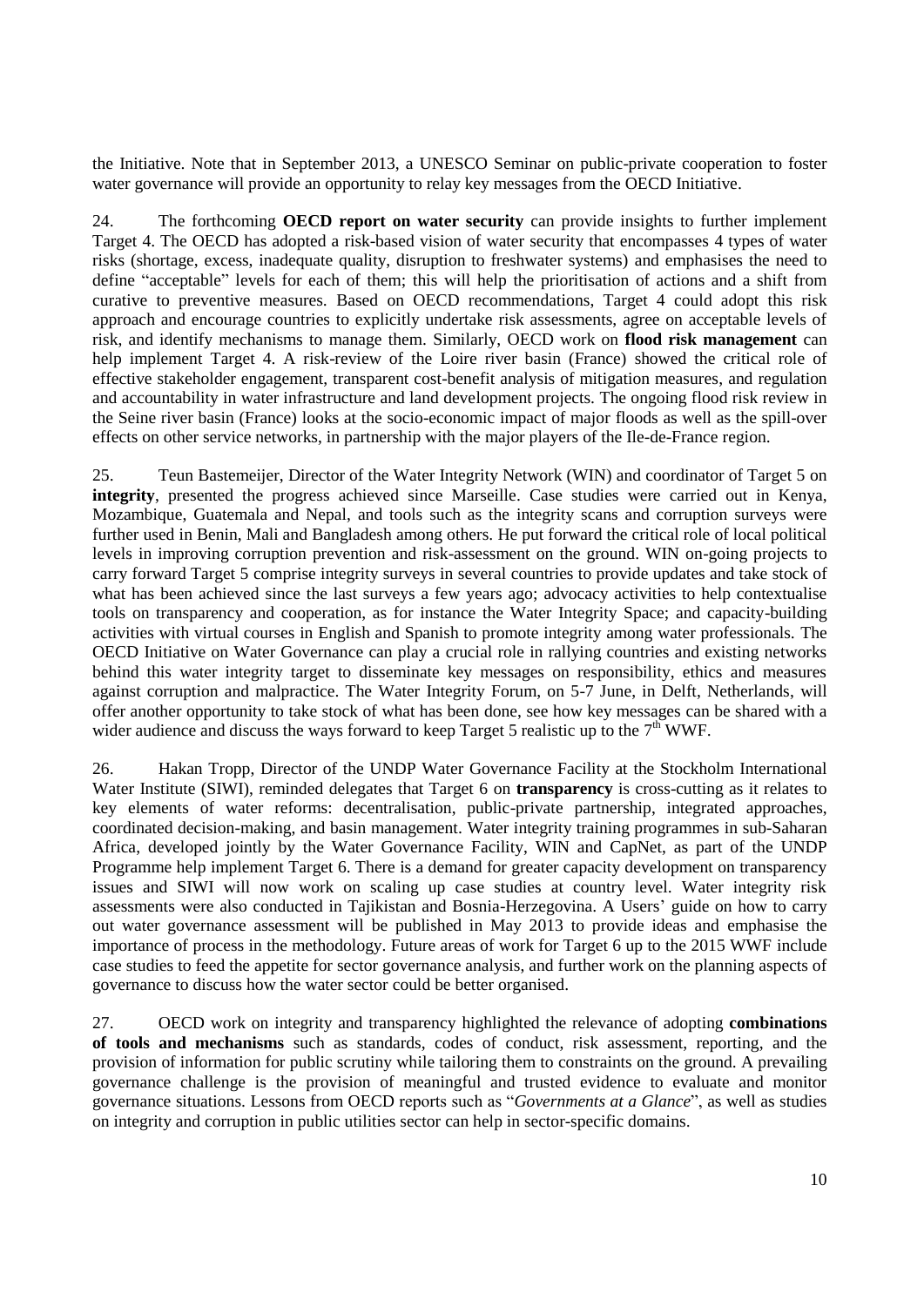the Initiative. Note that in September 2013, a UNESCO Seminar on public-private cooperation to foster water governance will provide an opportunity to relay key messages from the OECD Initiative.

24. The forthcoming **OECD report on water security** can provide insights to further implement Target 4. The OECD has adopted a risk-based vision of water security that encompasses 4 types of water risks (shortage, excess, inadequate quality, disruption to freshwater systems) and emphasises the need to define "acceptable" levels for each of them; this will help the prioritisation of actions and a shift from curative to preventive measures. Based on OECD recommendations, Target 4 could adopt this risk approach and encourage countries to explicitly undertake risk assessments, agree on acceptable levels of risk, and identify mechanisms to manage them. Similarly, OECD work on **flood risk management** can help implement Target 4. A risk-review of the Loire river basin (France) showed the critical role of effective stakeholder engagement, transparent cost-benefit analysis of mitigation measures, and regulation and accountability in water infrastructure and land development projects. The ongoing flood risk review in the Seine river basin (France) looks at the socio-economic impact of major floods as well as the spill-over effects on other service networks, in partnership with the major players of the Ile-de-France region.

25. Teun Bastemeijer, Director of the Water Integrity Network (WIN) and coordinator of Target 5 on **integrity**, presented the progress achieved since Marseille. Case studies were carried out in Kenya, Mozambique, Guatemala and Nepal, and tools such as the integrity scans and corruption surveys were further used in Benin, Mali and Bangladesh among others. He put forward the critical role of local political levels in improving corruption prevention and risk-assessment on the ground. WIN on-going projects to carry forward Target 5 comprise integrity surveys in several countries to provide updates and take stock of what has been achieved since the last surveys a few years ago; advocacy activities to help contextualise tools on transparency and cooperation, as for instance the Water Integrity Space; and capacity-building activities with virtual courses in English and Spanish to promote integrity among water professionals. The OECD Initiative on Water Governance can play a crucial role in rallying countries and existing networks behind this water integrity target to disseminate key messages on responsibility, ethics and measures against corruption and malpractice. The Water Integrity Forum, on 5-7 June, in Delft, Netherlands, will offer another opportunity to take stock of what has been done, see how key messages can be shared with a wider audience and discuss the ways forward to keep Target 5 realistic up to the 7th WWF.

26. Hakan Tropp, Director of the UNDP Water Governance Facility at the Stockholm International Water Institute (SIWI), reminded delegates that Target 6 on **transparency** is cross-cutting as it relates to key elements of water reforms: decentralisation, public-private partnership, integrated approaches, coordinated decision-making, and basin management. Water integrity training programmes in sub-Saharan Africa, developed jointly by the Water Governance Facility, WIN and CapNet, as part of the UNDP Programme help implement Target 6. There is a demand for greater capacity development on transparency issues and SIWI will now work on scaling up case studies at country level. Water integrity risk assessments were also conducted in Tajikistan and Bosnia-Herzegovina. A Users' guide on how to carry out water governance assessment will be published in May 2013 to provide ideas and emphasise the importance of process in the methodology. Future areas of work for Target 6 up to the 2015 WWF include case studies to feed the appetite for sector governance analysis, and further work on the planning aspects of governance to discuss how the water sector could be better organised.

27. OECD work on integrity and transparency highlighted the relevance of adopting **combinations of tools and mechanisms** such as standards, codes of conduct, risk assessment, reporting, and the provision of information for public scrutiny while tailoring them to constraints on the ground. A prevailing governance challenge is the provision of meaningful and trusted evidence to evaluate and monitor governance situations. Lessons from OECD reports such as "*Governments at a Glance*", as well as studies on integrity and corruption in public utilities sector can help in sector-specific domains.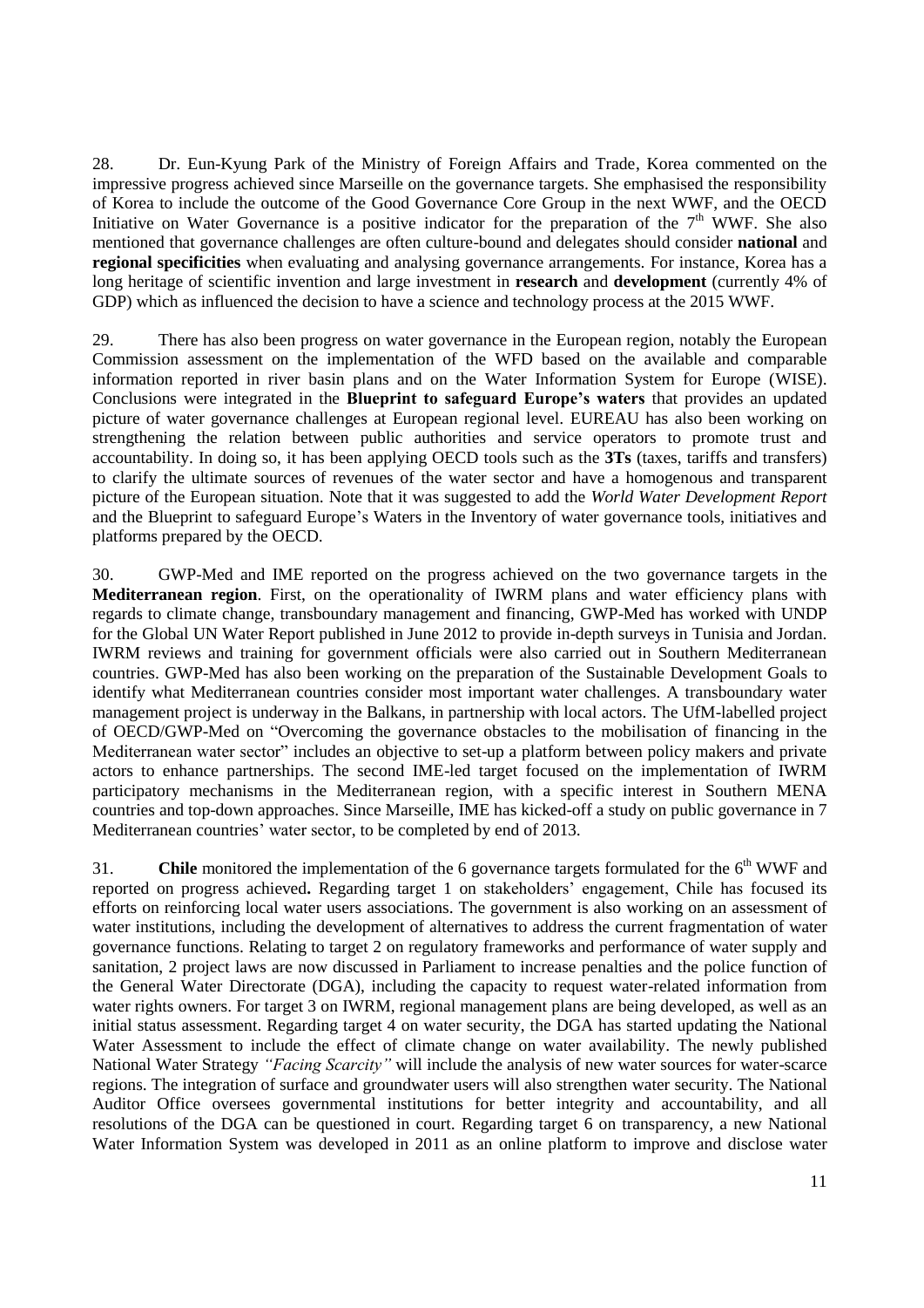28. Dr. Eun-Kyung Park of the Ministry of Foreign Affairs and Trade, Korea commented on the impressive progress achieved since Marseille on the governance targets. She emphasised the responsibility of Korea to include the outcome of the Good Governance Core Group in the next WWF, and the OECD Initiative on Water Governance is a positive indicator for the preparation of the 7th WWF. She also mentioned that governance challenges are often culture-bound and delegates should consider **national** and **regional specificities** when evaluating and analysing governance arrangements. For instance, Korea has a long heritage of scientific invention and large investment in **research** and **development** (currently 4% of GDP) which as influenced the decision to have a science and technology process at the 2015 WWF.

29. There has also been progress on water governance in the European region, notably the European Commission assessment on the implementation of the WFD based on the available and comparable information reported in river basin plans and on the Water Information System for Europe (WISE). Conclusions were integrated in the **Blueprint to safeguard Europe's waters** that provides an updated picture of water governance challenges at European regional level. EUREAU has also been working on strengthening the relation between public authorities and service operators to promote trust and accountability. In doing so, it has been applying OECD tools such as the **3Ts** (taxes, tariffs and transfers) to clarify the ultimate sources of revenues of the water sector and have a homogenous and transparent picture of the European situation. Note that it was suggested to add the *World Water Development Report* and the Blueprint to safeguard Europe's Waters in the Inventory of water governance tools, initiatives and platforms prepared by the OECD.

30. GWP-Med and IME reported on the progress achieved on the two governance targets in the **Mediterranean region**. First, on the operationality of IWRM plans and water efficiency plans with regards to climate change, transboundary management and financing, GWP-Med has worked with UNDP for the Global UN Water Report published in June 2012 to provide in-depth surveys in Tunisia and Jordan. IWRM reviews and training for government officials were also carried out in Southern Mediterranean countries. GWP-Med has also been working on the preparation of the Sustainable Development Goals to identify what Mediterranean countries consider most important water challenges. A transboundary water management project is underway in the Balkans, in partnership with local actors. The UfM-labelled project of OECD/GWP-Med on "Overcoming the governance obstacles to the mobilisation of financing in the Mediterranean water sector" includes an objective to set-up a platform between policy makers and private actors to enhance partnerships. The second IME-led target focused on the implementation of IWRM participatory mechanisms in the Mediterranean region, with a specific interest in Southern MENA countries and top-down approaches. Since Marseille, IME has kicked-off a study on public governance in 7 Mediterranean countries' water sector, to be completed by end of 2013.

31. **Chile** monitored the implementation of the 6 governance targets formulated for the 6th WWF and reported on progress achieved**.** Regarding target 1 on stakeholders' engagement, Chile has focused its efforts on reinforcing local water users associations. The government is also working on an assessment of water institutions, including the development of alternatives to address the current fragmentation of water governance functions. Relating to target 2 on regulatory frameworks and performance of water supply and sanitation, 2 project laws are now discussed in Parliament to increase penalties and the police function of the General Water Directorate (DGA), including the capacity to request water-related information from water rights owners. For target 3 on IWRM, regional management plans are being developed, as well as an initial status assessment. Regarding target 4 on water security, the DGA has started updating the National Water Assessment to include the effect of climate change on water availability. The newly published National Water Strategy *"Facing Scarcity"* will include the analysis of new water sources for water-scarce regions. The integration of surface and groundwater users will also strengthen water security. The National Auditor Office oversees governmental institutions for better integrity and accountability, and all resolutions of the DGA can be questioned in court. Regarding target 6 on transparency, a new National Water Information System was developed in 2011 as an online platform to improve and disclose water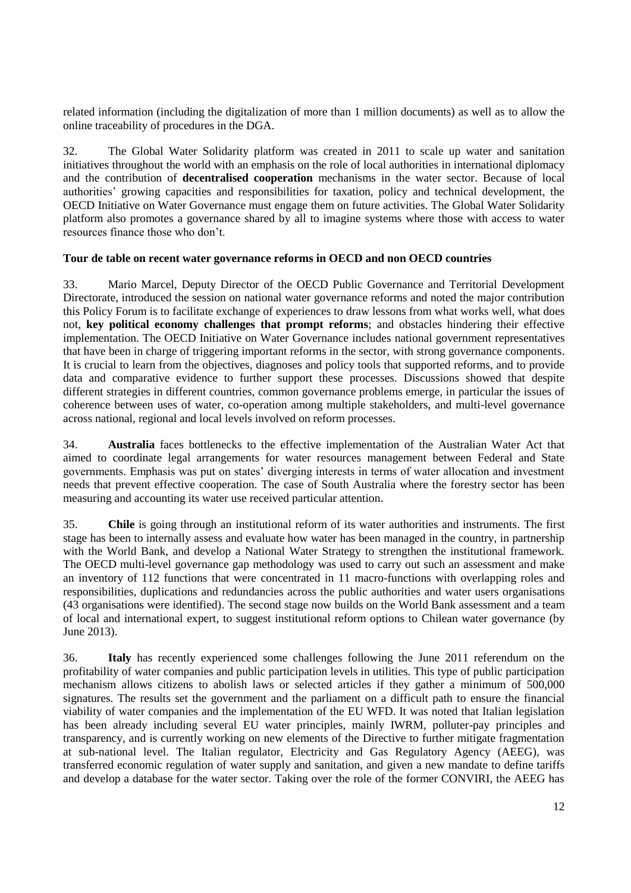related information (including the digitalization of more than 1 million documents) as well as to allow the online traceability of procedures in the DGA.

32. The Global Water Solidarity platform was created in 2011 to scale up water and sanitation initiatives throughout the world with an emphasis on the role of local authorities in international diplomacy and the contribution of **decentralised cooperation** mechanisms in the water sector. Because of local authorities' growing capacities and responsibilities for taxation, policy and technical development, the OECD Initiative on Water Governance must engage them on future activities. The Global Water Solidarity platform also promotes a governance shared by all to imagine systems where those with access to water resources finance those who don't.

**Tour de table on recent water governance reforms in OECD and non OECD countries**

33. Mario Marcel, Deputy Director of the OECD Public Governance and Territorial Development Directorate, introduced the session on national water governance reforms and noted the major contribution this Policy Forum is to facilitate exchange of experiences to draw lessons from what works well, what does not, **key political economy challenges that prompt reforms**; and obstacles hindering their effective implementation. The OECD Initiative on Water Governance includes national government representatives that have been in charge of triggering important reforms in the sector, with strong governance components. It is crucial to learn from the objectives, diagnoses and policy tools that supported reforms, and to provide data and comparative evidence to further support these processes. Discussions showed that despite different strategies in different countries, common governance problems emerge, in particular the issues of coherence between uses of water, co-operation among multiple stakeholders, and multi-level governance across national, regional and local levels involved on reform processes.

34. **Australia** faces bottlenecks to the effective implementation of the Australian Water Act that aimed to coordinate legal arrangements for water resources management between Federal and State governments. Emphasis was put on states' diverging interests in terms of water allocation and investment needs that prevent effective cooperation. The case of South Australia where the forestry sector has been measuring and accounting its water use received particular attention.

35. **Chile** is going through an institutional reform of its water authorities and instruments. The first stage has been to internally assess and evaluate how water has been managed in the country, in partnership with the World Bank, and develop a National Water Strategy to strengthen the institutional framework. The OECD multi-level governance gap methodology was used to carry out such an assessment and make an inventory of 112 functions that were concentrated in 11 macro-functions with overlapping roles and responsibilities, duplications and redundancies across the public authorities and water users organisations (43 organisations were identified). The second stage now builds on the World Bank assessment and a team of local and international expert, to suggest institutional reform options to Chilean water governance (by June 2013).

36. **Italy** has recently experienced some challenges following the June 2011 referendum on the profitability of water companies and public participation levels in utilities. This type of public participation mechanism allows citizens to abolish laws or selected articles if they gather a minimum of 500,000 signatures. The results set the government and the parliament on a difficult path to ensure the financial viability of water companies and the implementation of the EU WFD. It was noted that Italian legislation has been already including several EU water principles, mainly IWRM, polluter-pay principles and transparency, and is currently working on new elements of the Directive to further mitigate fragmentation at sub-national level. The Italian regulator, Electricity and Gas Regulatory Agency (AEEG), was transferred economic regulation of water supply and sanitation, and given a new mandate to define tariffs and develop a database for the water sector. Taking over the role of the former CONVIRI, the AEEG has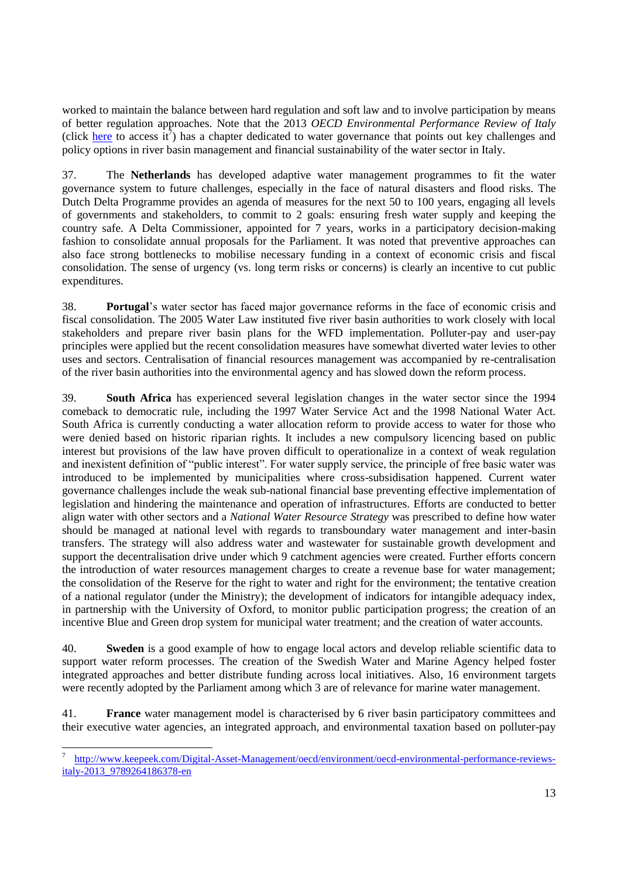worked to maintain the balance between hard regulation and soft law and to involve participation by means of better regulation approaches. Note that the 2013 *OECD Environmental Performance Review of Italy* (click here to access it[7]) has a chapter dedicated to water governance that points out key challenges and policy options in river basin management and financial sustainability of the water sector in Italy.

37. The **Netherlands** has developed adaptive water management programmes to fit the water governance system to future challenges, especially in the face of natural disasters and flood risks. The Dutch Delta Programme provides an agenda of measures for the next 50 to 100 years, engaging all levels of governments and stakeholders, to commit to 2 goals: ensuring fresh water supply and keeping the country safe. A Delta Commissioner, appointed for 7 years, works in a participatory decision-making fashion to consolidate annual proposals for the Parliament. It was noted that preventive approaches can also face strong bottlenecks to mobilise necessary funding in a context of economic crisis and fiscal consolidation. The sense of urgency (vs. long term risks or concerns) is clearly an incentive to cut public expenditures.

38. **Portugal**'s water sector has faced major governance reforms in the face of economic crisis and fiscal consolidation. The 2005 Water Law instituted five river basin authorities to work closely with local stakeholders and prepare river basin plans for the WFD implementation. Polluter-pay and user-pay principles were applied but the recent consolidation measures have somewhat diverted water levies to other uses and sectors. Centralisation of financial resources management was accompanied by re-centralisation of the river basin authorities into the environmental agency and has slowed down the reform process.

39. **South Africa** has experienced several legislation changes in the water sector since the 1994 comeback to democratic rule, including the 1997 Water Service Act and the 1998 National Water Act. South Africa is currently conducting a water allocation reform to provide access to water for those who were denied based on historic riparian rights. It includes a new compulsory licencing based on public interest but provisions of the law have proven difficult to operationalize in a context of weak regulation and inexistent definition of "public interest". For water supply service, the principle of free basic water was introduced to be implemented by municipalities where cross-subsidisation happened. Current water governance challenges include the weak sub-national financial base preventing effective implementation of legislation and hindering the maintenance and operation of infrastructures. Efforts are conducted to better align water with other sectors and a *National Water Resource Strategy* was prescribed to define how water should be managed at national level with regards to transboundary water management and inter-basin transfers. The strategy will also address water and wastewater for sustainable growth development and support the decentralisation drive under which 9 catchment agencies were created. Further efforts concern the introduction of water resources management charges to create a revenue base for water management; the consolidation of the Reserve for the right to water and right for the environment; the tentative creation of a national regulator (under the Ministry); the development of indicators for intangible adequacy index, in partnership with the University of Oxford, to monitor public participation progress; the creation of an incentive Blue and Green drop system for municipal water treatment; and the creation of water accounts.

40. **Sweden** is a good example of how to engage local actors and develop reliable scientific data to support water reform processes. The creation of the Swedish Water and Marine Agency helped foster integrated approaches and better distribute funding across local initiatives. Also, 16 environment targets were recently adopted by the Parliament among which 3 are of relevance for marine water management.

41. **France** water management model is characterised by 6 river basin participatory committees and their executive water agencies, an integrated approach, and environmental taxation based on polluter-pay

---

[7] http://www.keepeek.com/Digital-Asset-Management/oecd/environment/oecd-environmental-performance-reviews-italy-2013_9789264186378-en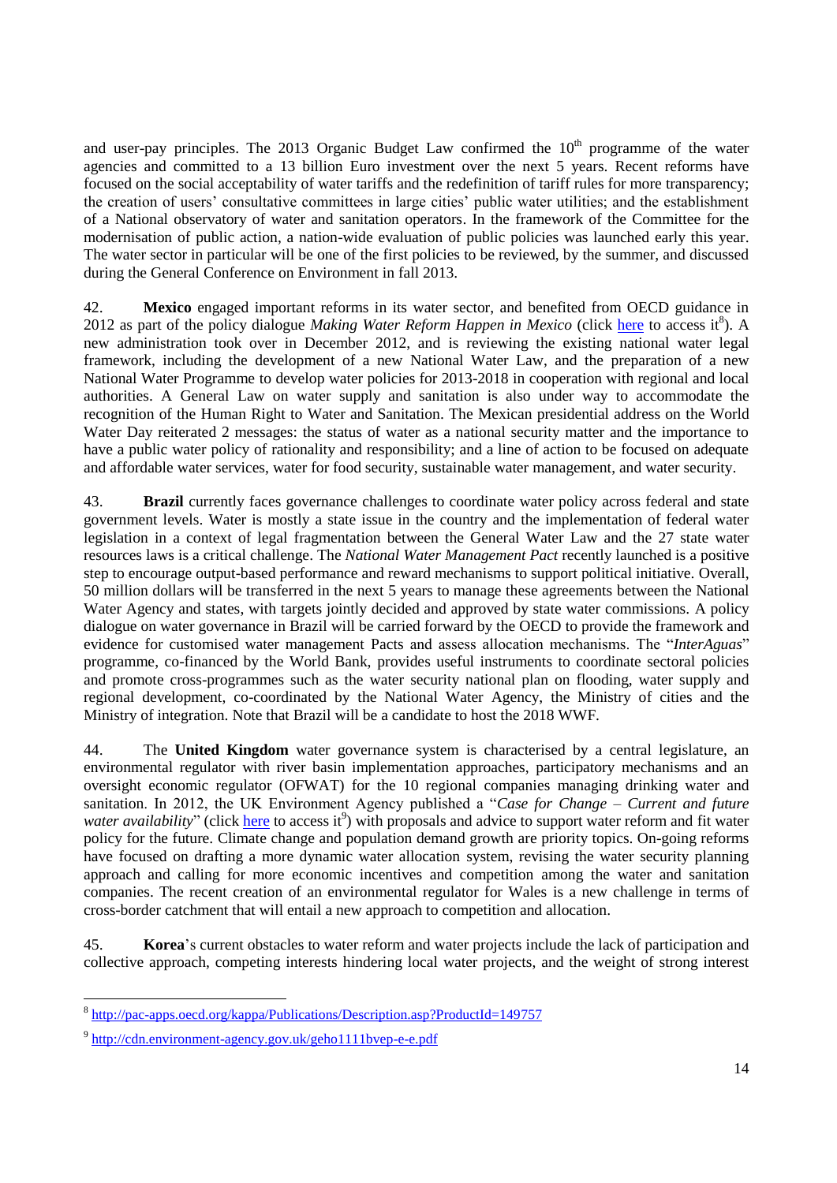and user-pay principles. The 2013 Organic Budget Law confirmed the 10th programme of the water agencies and committed to a 13 billion Euro investment over the next 5 years. Recent reforms have focused on the social acceptability of water tariffs and the redefinition of tariff rules for more transparency; the creation of users' consultative committees in large cities' public water utilities; and the establishment of a National observatory of water and sanitation operators. In the framework of the Committee for the modernisation of public action, a nation-wide evaluation of public policies was launched early this year. The water sector in particular will be one of the first policies to be reviewed, by the summer, and discussed during the General Conference on Environment in fall 2013.

42. **Mexico** engaged important reforms in its water sector, and benefited from OECD guidance in 2012 as part of the policy dialogue *Making Water Reform Happen in Mexico* (click here to access it[8]). A new administration took over in December 2012, and is reviewing the existing national water legal framework, including the development of a new National Water Law, and the preparation of a new National Water Programme to develop water policies for 2013-2018 in cooperation with regional and local authorities. A General Law on water supply and sanitation is also under way to accommodate the recognition of the Human Right to Water and Sanitation. The Mexican presidential address on the World Water Day reiterated 2 messages: the status of water as a national security matter and the importance to have a public water policy of rationality and responsibility; and a line of action to be focused on adequate and affordable water services, water for food security, sustainable water management, and water security.

43. **Brazil** currently faces governance challenges to coordinate water policy across federal and state government levels. Water is mostly a state issue in the country and the implementation of federal water legislation in a context of legal fragmentation between the General Water Law and the 27 state water resources laws is a critical challenge. The *National Water Management Pact* recently launched is a positive step to encourage output-based performance and reward mechanisms to support political initiative. Overall, 50 million dollars will be transferred in the next 5 years to manage these agreements between the National Water Agency and states, with targets jointly decided and approved by state water commissions. A policy dialogue on water governance in Brazil will be carried forward by the OECD to provide the framework and evidence for customised water management Pacts and assess allocation mechanisms. The "*InterAguas*" programme, co-financed by the World Bank, provides useful instruments to coordinate sectoral policies and promote cross-programmes such as the water security national plan on flooding, water supply and regional development, co-coordinated by the National Water Agency, the Ministry of cities and the Ministry of integration. Note that Brazil will be a candidate to host the 2018 WWF.

44. The **United Kingdom** water governance system is characterised by a central legislature, an environmental regulator with river basin implementation approaches, participatory mechanisms and an oversight economic regulator (OFWAT) for the 10 regional companies managing drinking water and sanitation. In 2012, the UK Environment Agency published a "*Case for Change – Current and future water availability*" (click here to access it[9]) with proposals and advice to support water reform and fit water policy for the future. Climate change and population demand growth are priority topics. On-going reforms have focused on drafting a more dynamic water allocation system, revising the water security planning approach and calling for more economic incentives and competition among the water and sanitation companies. The recent creation of an environmental regulator for Wales is a new challenge in terms of cross-border catchment that will entail a new approach to competition and allocation.

45. **Korea**'s current obstacles to water reform and water projects include the lack of participation and collective approach, competing interests hindering local water projects, and the weight of strong interest

---

[8] http://pac-apps.oecd.org/kappa/Publications/Description.asp?ProductId=149757

[9] http://cdn.environment-agency.gov.uk/geho1111bvep-e-e.pdf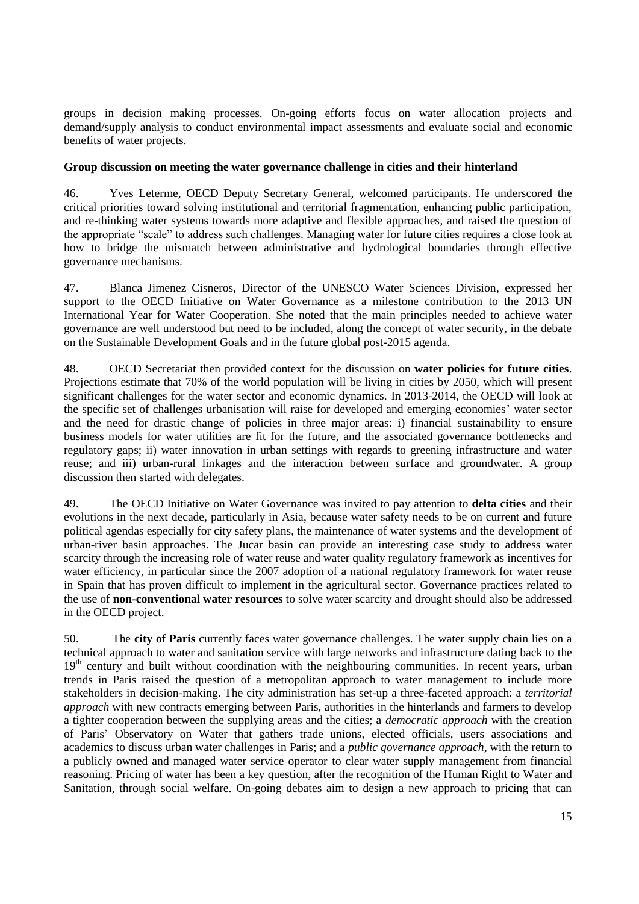groups in decision making processes. On-going efforts focus on water allocation projects and demand/supply analysis to conduct environmental impact assessments and evaluate social and economic benefits of water projects.

**Group discussion on meeting the water governance challenge in cities and their hinterland**

46. Yves Leterme, OECD Deputy Secretary General, welcomed participants. He underscored the critical priorities toward solving institutional and territorial fragmentation, enhancing public participation, and re-thinking water systems towards more adaptive and flexible approaches, and raised the question of the appropriate "scale" to address such challenges. Managing water for future cities requires a close look at how to bridge the mismatch between administrative and hydrological boundaries through effective governance mechanisms.

47. Blanca Jimenez Cisneros, Director of the UNESCO Water Sciences Division, expressed her support to the OECD Initiative on Water Governance as a milestone contribution to the 2013 UN International Year for Water Cooperation. She noted that the main principles needed to achieve water governance are well understood but need to be included, along the concept of water security, in the debate on the Sustainable Development Goals and in the future global post-2015 agenda.

48. OECD Secretariat then provided context for the discussion on **water policies for future cities**. Projections estimate that 70% of the world population will be living in cities by 2050, which will present significant challenges for the water sector and economic dynamics. In 2013-2014, the OECD will look at the specific set of challenges urbanisation will raise for developed and emerging economies' water sector and the need for drastic change of policies in three major areas: i) financial sustainability to ensure business models for water utilities are fit for the future, and the associated governance bottlenecks and regulatory gaps; ii) water innovation in urban settings with regards to greening infrastructure and water reuse; and iii) urban-rural linkages and the interaction between surface and groundwater. A group discussion then started with delegates.

49. The OECD Initiative on Water Governance was invited to pay attention to **delta cities** and their evolutions in the next decade, particularly in Asia, because water safety needs to be on current and future political agendas especially for city safety plans, the maintenance of water systems and the development of urban-river basin approaches. The Jucar basin can provide an interesting case study to address water scarcity through the increasing role of water reuse and water quality regulatory framework as incentives for water efficiency, in particular since the 2007 adoption of a national regulatory framework for water reuse in Spain that has proven difficult to implement in the agricultural sector. Governance practices related to the use of **non-conventional water resources** to solve water scarcity and drought should also be addressed in the OECD project.

50. The **city of Paris** currently faces water governance challenges. The water supply chain lies on a technical approach to water and sanitation service with large networks and infrastructure dating back to the 19th century and built without coordination with the neighbouring communities. In recent years, urban trends in Paris raised the question of a metropolitan approach to water management to include more stakeholders in decision-making. The city administration has set-up a three-faceted approach: a *territorial approach* with new contracts emerging between Paris, authorities in the hinterlands and farmers to develop a tighter cooperation between the supplying areas and the cities; a *democratic approach* with the creation of Paris' Observatory on Water that gathers trade unions, elected officials, users associations and academics to discuss urban water challenges in Paris; and a *public governance approach*, with the return to a publicly owned and managed water service operator to clear water supply management from financial reasoning. Pricing of water has been a key question, after the recognition of the Human Right to Water and Sanitation, through social welfare. On-going debates aim to design a new approach to pricing that can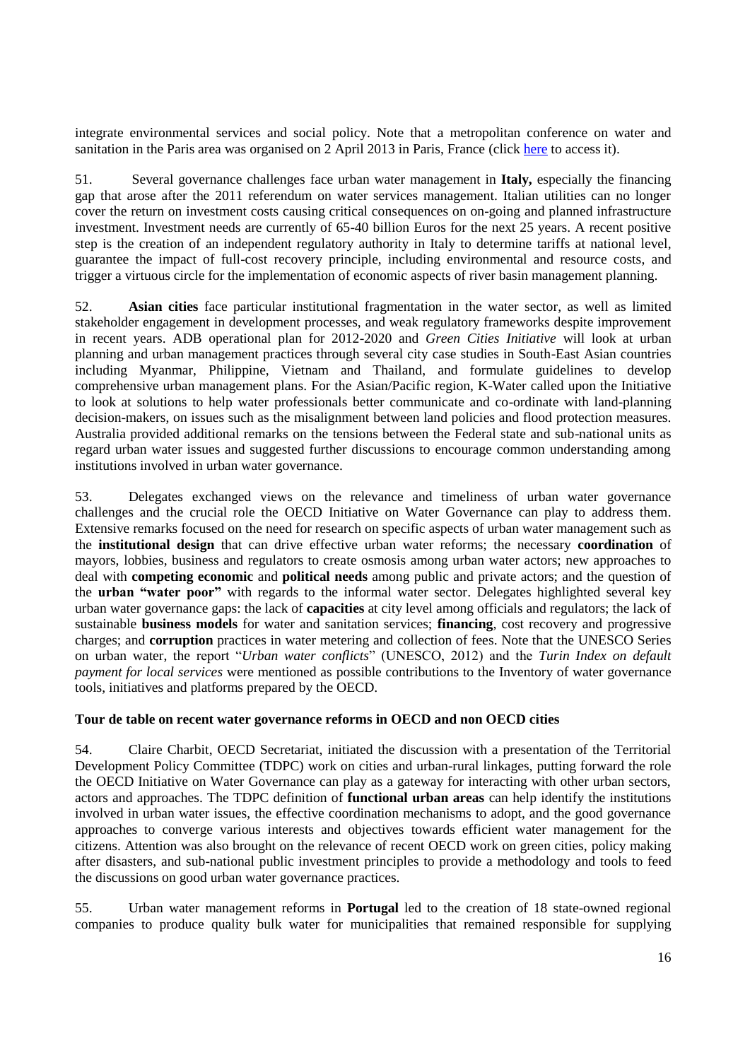integrate environmental services and social policy. Note that a metropolitan conference on water and sanitation in the Paris area was organised on 2 April 2013 in Paris, France (click here to access it).

51. Several governance challenges face urban water management in **Italy,** especially the financing gap that arose after the 2011 referendum on water services management. Italian utilities can no longer cover the return on investment costs causing critical consequences on on-going and planned infrastructure investment. Investment needs are currently of 65-40 billion Euros for the next 25 years. A recent positive step is the creation of an independent regulatory authority in Italy to determine tariffs at national level, guarantee the impact of full-cost recovery principle, including environmental and resource costs, and trigger a virtuous circle for the implementation of economic aspects of river basin management planning.

52. **Asian cities** face particular institutional fragmentation in the water sector, as well as limited stakeholder engagement in development processes, and weak regulatory frameworks despite improvement in recent years. ADB operational plan for 2012-2020 and *Green Cities Initiative* will look at urban planning and urban management practices through several city case studies in South-East Asian countries including Myanmar, Philippine, Vietnam and Thailand, and formulate guidelines to develop comprehensive urban management plans. For the Asian/Pacific region, K-Water called upon the Initiative to look at solutions to help water professionals better communicate and co-ordinate with land-planning decision-makers, on issues such as the misalignment between land policies and flood protection measures. Australia provided additional remarks on the tensions between the Federal state and sub-national units as regard urban water issues and suggested further discussions to encourage common understanding among institutions involved in urban water governance.

53. Delegates exchanged views on the relevance and timeliness of urban water governance challenges and the crucial role the OECD Initiative on Water Governance can play to address them. Extensive remarks focused on the need for research on specific aspects of urban water management such as the **institutional design** that can drive effective urban water reforms; the necessary **coordination** of mayors, lobbies, business and regulators to create osmosis among urban water actors; new approaches to deal with **competing economic** and **political needs** among public and private actors; and the question of the **urban "water poor"** with regards to the informal water sector. Delegates highlighted several key urban water governance gaps: the lack of **capacities** at city level among officials and regulators; the lack of sustainable **business models** for water and sanitation services; **financing**, cost recovery and progressive charges; and **corruption** practices in water metering and collection of fees. Note that the UNESCO Series on urban water, the report "*Urban water conflicts*" (UNESCO, 2012) and the *Turin Index on default payment for local services* were mentioned as possible contributions to the Inventory of water governance tools, initiatives and platforms prepared by the OECD.

**Tour de table on recent water governance reforms in OECD and non OECD cities**

54. Claire Charbit, OECD Secretariat, initiated the discussion with a presentation of the Territorial Development Policy Committee (TDPC) work on cities and urban-rural linkages, putting forward the role the OECD Initiative on Water Governance can play as a gateway for interacting with other urban sectors, actors and approaches. The TDPC definition of **functional urban areas** can help identify the institutions involved in urban water issues, the effective coordination mechanisms to adopt, and the good governance approaches to converge various interests and objectives towards efficient water management for the citizens. Attention was also brought on the relevance of recent OECD work on green cities, policy making after disasters, and sub-national public investment principles to provide a methodology and tools to feed the discussions on good urban water governance practices.

55. Urban water management reforms in **Portugal** led to the creation of 18 state-owned regional companies to produce quality bulk water for municipalities that remained responsible for supplying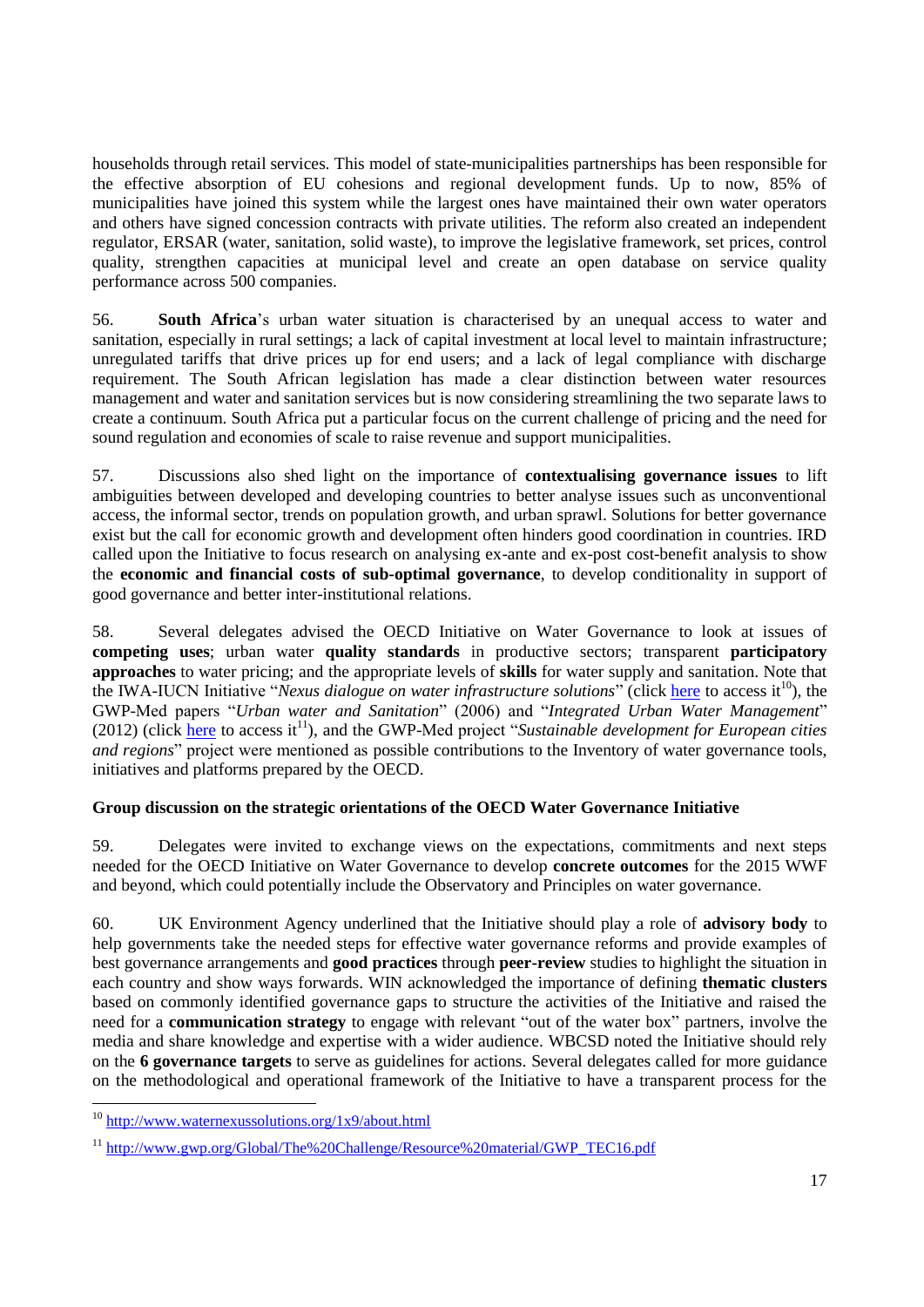households through retail services. This model of state-municipalities partnerships has been responsible for the effective absorption of EU cohesions and regional development funds. Up to now, 85% of municipalities have joined this system while the largest ones have maintained their own water operators and others have signed concession contracts with private utilities. The reform also created an independent regulator, ERSAR (water, sanitation, solid waste), to improve the legislative framework, set prices, control quality, strengthen capacities at municipal level and create an open database on service quality performance across 500 companies.

56. **South Africa**'s urban water situation is characterised by an unequal access to water and sanitation, especially in rural settings; a lack of capital investment at local level to maintain infrastructure; unregulated tariffs that drive prices up for end users; and a lack of legal compliance with discharge requirement. The South African legislation has made a clear distinction between water resources management and water and sanitation services but is now considering streamlining the two separate laws to create a continuum. South Africa put a particular focus on the current challenge of pricing and the need for sound regulation and economies of scale to raise revenue and support municipalities.

57. Discussions also shed light on the importance of **contextualising governance issues** to lift ambiguities between developed and developing countries to better analyse issues such as unconventional access, the informal sector, trends on population growth, and urban sprawl. Solutions for better governance exist but the call for economic growth and development often hinders good coordination in countries. IRD called upon the Initiative to focus research on analysing ex-ante and ex-post cost-benefit analysis to show the **economic and financial costs of sub-optimal governance**, to develop conditionality in support of good governance and better inter-institutional relations.

58. Several delegates advised the OECD Initiative on Water Governance to look at issues of **competing uses**; urban water **quality standards** in productive sectors; transparent **participatory approaches** to water pricing; and the appropriate levels of **skills** for water supply and sanitation. Note that the IWA-IUCN Initiative "*Nexus dialogue on water infrastructure solutions*" (click here to access it[10]), the GWP-Med papers "*Urban water and Sanitation*" (2006) and "*Integrated Urban Water Management*" (2012) (click here to access it[11]), and the GWP-Med project "*Sustainable development for European cities and regions*" project were mentioned as possible contributions to the Inventory of water governance tools, initiatives and platforms prepared by the OECD.

**Group discussion on the strategic orientations of the OECD Water Governance Initiative**

59. Delegates were invited to exchange views on the expectations, commitments and next steps needed for the OECD Initiative on Water Governance to develop **concrete outcomes** for the 2015 WWF and beyond, which could potentially include the Observatory and Principles on water governance.

60. UK Environment Agency underlined that the Initiative should play a role of **advisory body** to help governments take the needed steps for effective water governance reforms and provide examples of best governance arrangements and **good practices** through **peer-review** studies to highlight the situation in each country and show ways forwards. WIN acknowledged the importance of defining **thematic clusters** based on commonly identified governance gaps to structure the activities of the Initiative and raised the need for a **communication strategy** to engage with relevant "out of the water box" partners, involve the media and share knowledge and expertise with a wider audience. WBCSD noted the Initiative should rely on the **6 governance targets** to serve as guidelines for actions. Several delegates called for more guidance on the methodological and operational framework of the Initiative to have a transparent process for the

[10] http://www.waternexussolutions.org/1x9/about.html

[11] http://www.gwp.org/Global/The%20Challenge/Resource%20material/GWP_TEC16.pdf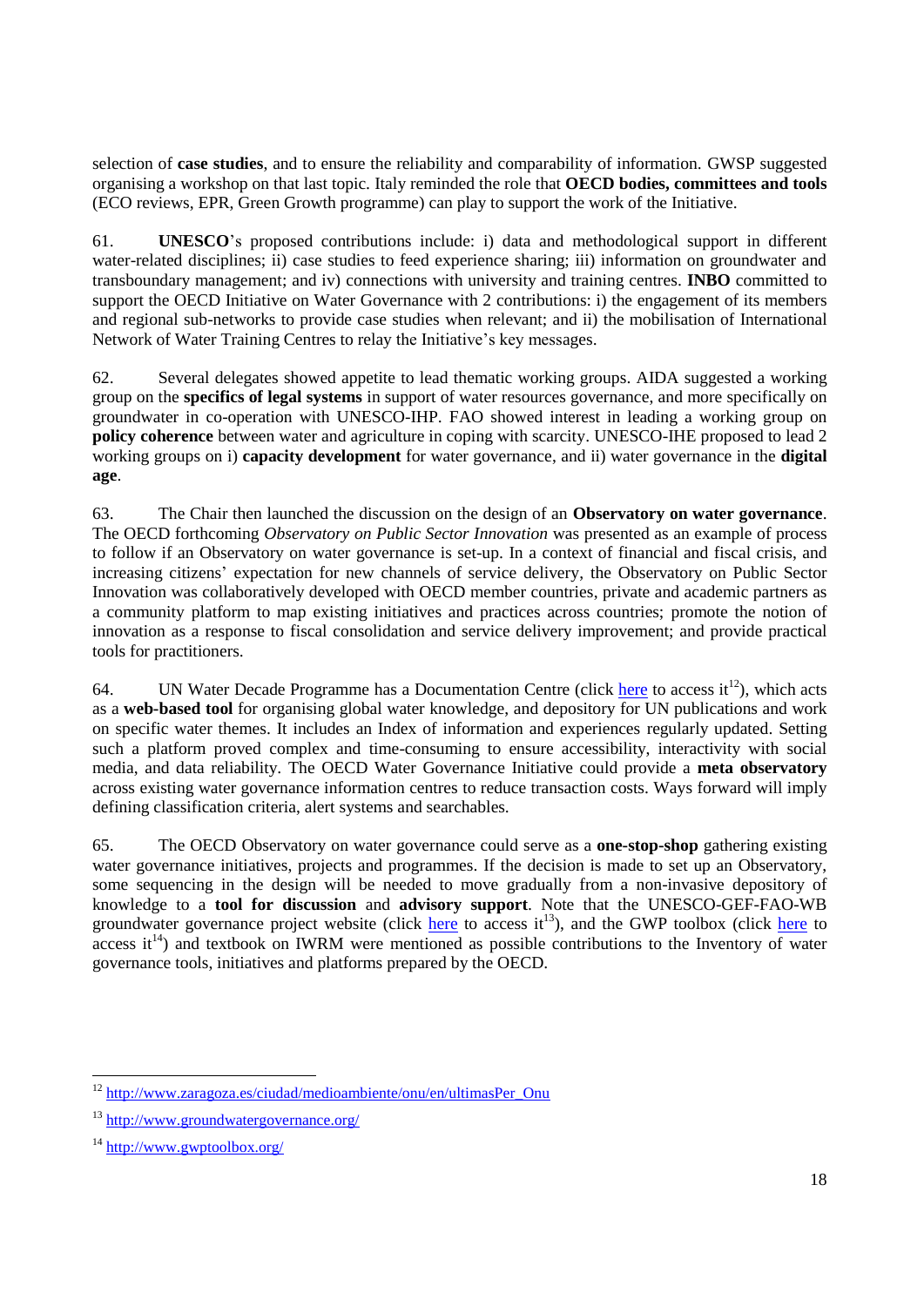selection of **case studies**, and to ensure the reliability and comparability of information. GWSP suggested organising a workshop on that last topic. Italy reminded the role that **OECD bodies, committees and tools** (ECO reviews, EPR, Green Growth programme) can play to support the work of the Initiative.

61. **UNESCO**'s proposed contributions include: i) data and methodological support in different water-related disciplines; ii) case studies to feed experience sharing; iii) information on groundwater and transboundary management; and iv) connections with university and training centres. **INBO** committed to support the OECD Initiative on Water Governance with 2 contributions: i) the engagement of its members and regional sub-networks to provide case studies when relevant; and ii) the mobilisation of International Network of Water Training Centres to relay the Initiative's key messages.

62. Several delegates showed appetite to lead thematic working groups. AIDA suggested a working group on the **specifics of legal systems** in support of water resources governance, and more specifically on groundwater in co-operation with UNESCO-IHP. FAO showed interest in leading a working group on **policy coherence** between water and agriculture in coping with scarcity. UNESCO-IHE proposed to lead 2 working groups on i) **capacity development** for water governance, and ii) water governance in the **digital age**.

63. The Chair then launched the discussion on the design of an **Observatory on water governance**. The OECD forthcoming *Observatory on Public Sector Innovation* was presented as an example of process to follow if an Observatory on water governance is set-up. In a context of financial and fiscal crisis, and increasing citizens' expectation for new channels of service delivery, the Observatory on Public Sector Innovation was collaboratively developed with OECD member countries, private and academic partners as a community platform to map existing initiatives and practices across countries; promote the notion of innovation as a response to fiscal consolidation and service delivery improvement; and provide practical tools for practitioners.

64. UN Water Decade Programme has a Documentation Centre (click here to access it[12]), which acts as a **web-based tool** for organising global water knowledge, and depository for UN publications and work on specific water themes. It includes an Index of information and experiences regularly updated. Setting such a platform proved complex and time-consuming to ensure accessibility, interactivity with social media, and data reliability. The OECD Water Governance Initiative could provide a **meta observatory** across existing water governance information centres to reduce transaction costs. Ways forward will imply defining classification criteria, alert systems and searchables.

65. The OECD Observatory on water governance could serve as a **one-stop-shop** gathering existing water governance initiatives, projects and programmes. If the decision is made to set up an Observatory, some sequencing in the design will be needed to move gradually from a non-invasive depository of knowledge to a **tool for discussion** and **advisory support**. Note that the UNESCO-GEF-FAO-WB groundwater governance project website (click here to access it[13]), and the GWP toolbox (click here to access it[14]) and textbook on IWRM were mentioned as possible contributions to the Inventory of water governance tools, initiatives and platforms prepared by the OECD.

---

[12] http://www.zaragoza.es/ciudad/medioambiente/onu/en/ultimasPer_Onu

[13] http://www.groundwatergovernance.org/

[14] http://www.gwptoolbox.org/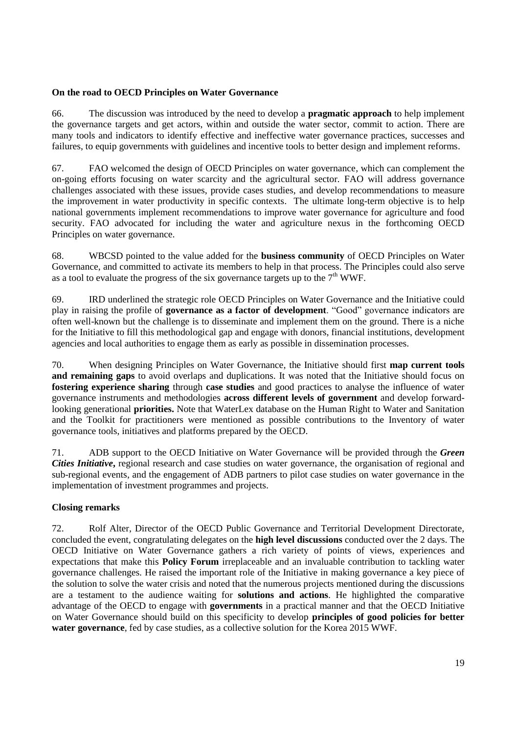**On the road to OECD Principles on Water Governance**

66. The discussion was introduced by the need to develop a **pragmatic approach** to help implement the governance targets and get actors, within and outside the water sector, commit to action. There are many tools and indicators to identify effective and ineffective water governance practices, successes and failures, to equip governments with guidelines and incentive tools to better design and implement reforms.

67. FAO welcomed the design of OECD Principles on water governance, which can complement the on-going efforts focusing on water scarcity and the agricultural sector. FAO will address governance challenges associated with these issues, provide cases studies, and develop recommendations to measure the improvement in water productivity in specific contexts. The ultimate long-term objective is to help national governments implement recommendations to improve water governance for agriculture and food security. FAO advocated for including the water and agriculture nexus in the forthcoming OECD Principles on water governance.

68. WBCSD pointed to the value added for the **business community** of OECD Principles on Water Governance, and committed to activate its members to help in that process. The Principles could also serve as a tool to evaluate the progress of the six governance targets up to the 7th WWF.

69. IRD underlined the strategic role OECD Principles on Water Governance and the Initiative could play in raising the profile of **governance as a factor of development**. "Good" governance indicators are often well-known but the challenge is to disseminate and implement them on the ground. There is a niche for the Initiative to fill this methodological gap and engage with donors, financial institutions, development agencies and local authorities to engage them as early as possible in dissemination processes.

70. When designing Principles on Water Governance, the Initiative should first **map current tools and remaining gaps** to avoid overlaps and duplications. It was noted that the Initiative should focus on **fostering experience sharing** through **case studies** and good practices to analyse the influence of water governance instruments and methodologies **across different levels of government** and develop forward-looking generational **priorities.** Note that WaterLex database on the Human Right to Water and Sanitation and the Toolkit for practitioners were mentioned as possible contributions to the Inventory of water governance tools, initiatives and platforms prepared by the OECD.

71. ADB support to the OECD Initiative on Water Governance will be provided through the ***Green Cities Initiative***, regional research and case studies on water governance, the organisation of regional and sub-regional events, and the engagement of ADB partners to pilot case studies on water governance in the implementation of investment programmes and projects.

**Closing remarks**

72. Rolf Alter, Director of the OECD Public Governance and Territorial Development Directorate, concluded the event, congratulating delegates on the **high level discussions** conducted over the 2 days. The OECD Initiative on Water Governance gathers a rich variety of points of views, experiences and expectations that make this **Policy Forum** irreplaceable and an invaluable contribution to tackling water governance challenges. He raised the important role of the Initiative in making governance a key piece of the solution to solve the water crisis and noted that the numerous projects mentioned during the discussions are a testament to the audience waiting for **solutions and actions**. He highlighted the comparative advantage of the OECD to engage with **governments** in a practical manner and that the OECD Initiative on Water Governance should build on this specificity to develop **principles of good policies for better water governance**, fed by case studies, as a collective solution for the Korea 2015 WWF.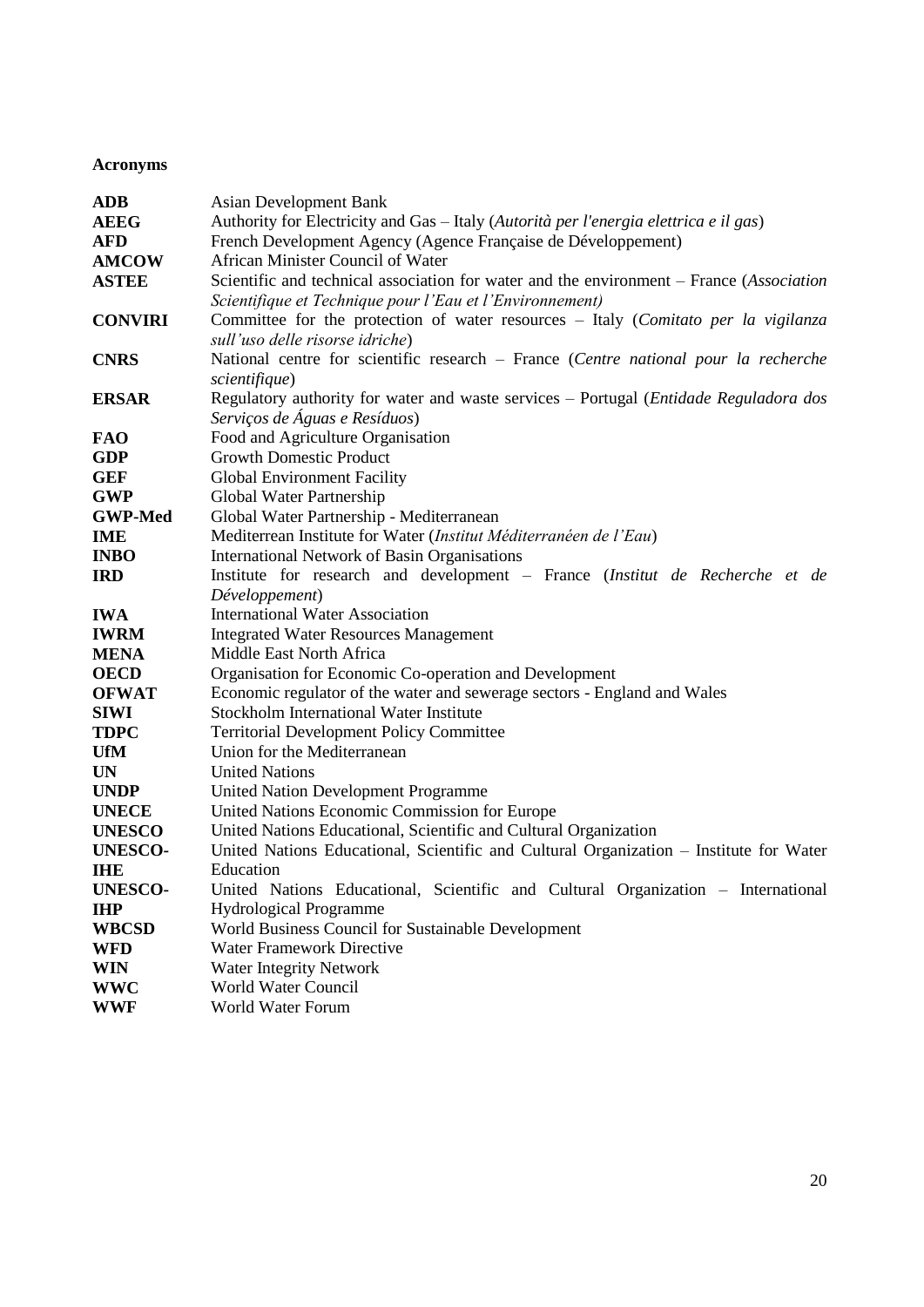**Acronyms**

| | |
|---|---|
| **ADB** | Asian Development Bank |
| **AEEG** | Authority for Electricity and Gas – Italy (*Autorità per l'energia elettrica e il gas*) |
| **AFD** | French Development Agency (Agence Française de Développement) |
| **AMCOW** | African Minister Council of Water |
| **ASTEE** | Scientific and technical association for water and the environment – France (*Association Scientifique et Technique pour l'Eau et l'Environnement)* |
| **CONVIRI** | Committee for the protection of water resources – Italy (*Comitato per la vigilanza sull'uso delle risorse idriche*) |
| **CNRS** | National centre for scientific research – France (*Centre national pour la recherche scientifique*) |
| **ERSAR** | Regulatory authority for water and waste services – Portugal (*Entidade Reguladora dos Serviços de Águas e Resíduos*) |
| **FAO** | Food and Agriculture Organisation |
| **GDP** | Growth Domestic Product |
| **GEF** | Global Environment Facility |
| **GWP** | Global Water Partnership |
| **GWP-Med** | Global Water Partnership - Mediterranean |
| **IME** | Mediterrean Institute for Water (*Institut Méditerranéen de l'Eau*) |
| **INBO** | International Network of Basin Organisations |
| **IRD** | Institute for research and development – France (*Institut de Recherche et de Développement*) |
| **IWA** | International Water Association |
| **IWRM** | Integrated Water Resources Management |
| **MENA** | Middle East North Africa |
| **OECD** | Organisation for Economic Co-operation and Development |
| **OFWAT** | Economic regulator of the water and sewerage sectors - England and Wales |
| **SIWI** | Stockholm International Water Institute |
| **TDPC** | Territorial Development Policy Committee |
| **UfM** | Union for the Mediterranean |
| **UN** | United Nations |
| **UNDP** | United Nation Development Programme |
| **UNECE** | United Nations Economic Commission for Europe |
| **UNESCO** | United Nations Educational, Scientific and Cultural Organization |
| **UNESCO-IHE** | United Nations Educational, Scientific and Cultural Organization – Institute for Water Education |
| **UNESCO-IHP** | United Nations Educational, Scientific and Cultural Organization – International Hydrological Programme |
| **WBCSD** | World Business Council for Sustainable Development |
| **WFD** | Water Framework Directive |
| **WIN** | Water Integrity Network |
| **WWC** | World Water Council |
| **WWF** | World Water Forum |